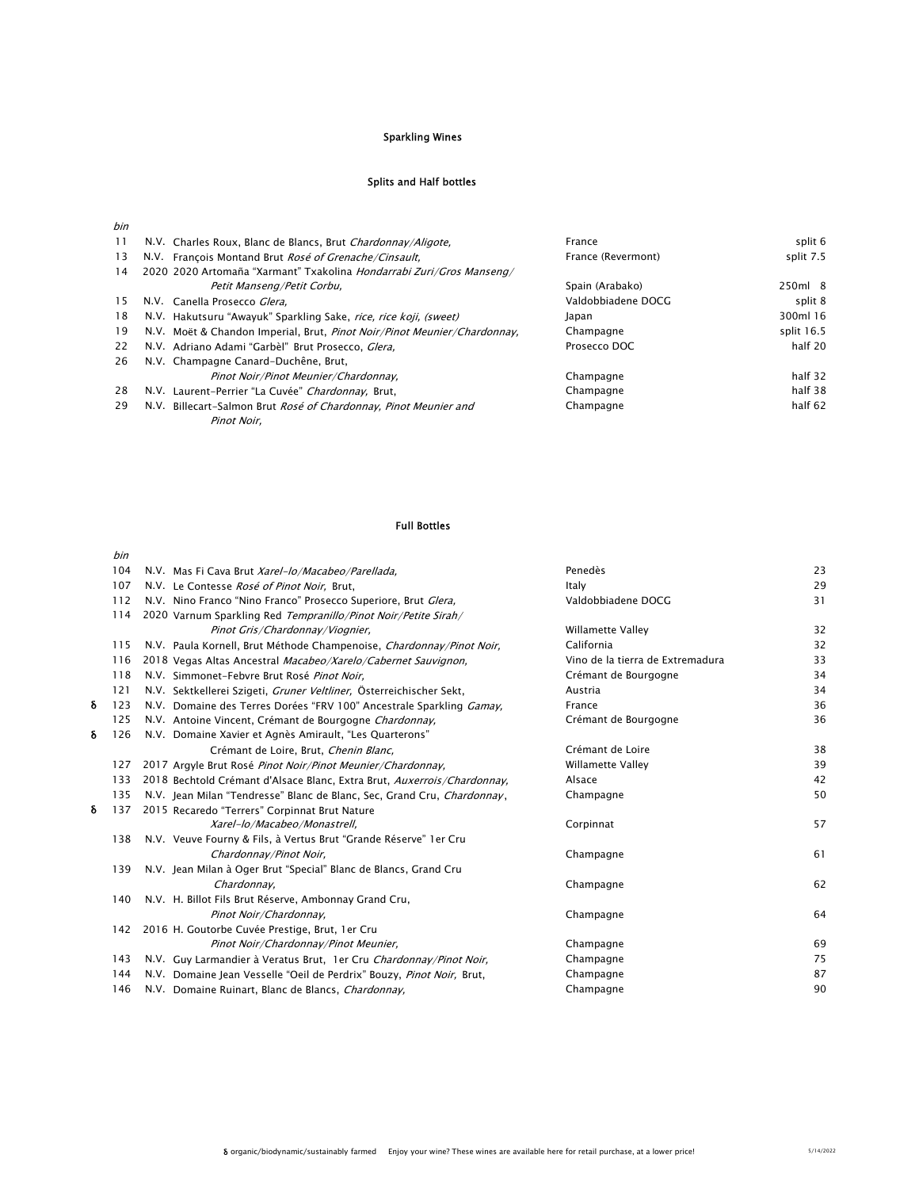# Sparkling Wines

## Splits and Half bottles

| | bin | | | | |
|---|---|---|---|---|---|
| | 11 | N.V. | Charles Roux, Blanc de Blancs, Brut *Chardonnay/Aligote,* | France | split 6 |
| | 13 | N.V. | François Montand Brut *Rosé of Grenache/Cinsault,* | France (Revermont) | split 7.5 |
| | 14 | 2020 | 2020 Artomaña "Xarmant" Txakolina *Hondarrabi Zuri/Gros Manseng/ Petit Manseng/Petit Corbu,* | Spain (Arabako) | 250ml 8 |
| | 15 | N.V. | Canella Prosecco *Glera,* | Valdobbiadene DOCG | split 8 |
| | 18 | N.V. | Hakutsuru "Awayuk" Sparkling Sake, *rice, rice koji, (sweet)* | Japan | 300ml 16 |
| | 19 | N.V. | Moët & Chandon Imperial, Brut, *Pinot Noir/Pinot Meunier/Chardonnay,* | Champagne | split 16.5 |
| | 22 | N.V. | Adriano Adami "Garbèl" Brut Prosecco, *Glera,* | Prosecco DOC | half 20 |
| | 26 | N.V. | Champagne Canard-Duchêne, Brut, *Pinot Noir/Pinot Meunier/Chardonnay,* | Champagne | half 32 |
| | 28 | N.V. | Laurent-Perrier "La Cuvée" *Chardonnay,* Brut, | Champagne | half 38 |
| | 29 | N.V. | Billecart-Salmon Brut *Rosé of Chardonnay, Pinot Meunier and Pinot Noir,* | Champagne | half 62 |

## Full Bottles

| | bin | | | | |
|---|---|---|---|---|---|
| | 104 | N.V. | Mas Fi Cava Brut *Xarel-lo/Macabeo/Parellada,* | Penedès | 23 |
| | 107 | N.V. | Le Contesse *Rosé of Pinot Noir,* Brut, | Italy | 29 |
| | 112 | N.V. | Nino Franco "Nino Franco" Prosecco Superiore, Brut *Glera,* | Valdobbiadene DOCG | 31 |
| | 114 | 2020 | Varnum Sparkling Red *Tempranillo/Pinot Noir/Petite Sirah/ Pinot Gris/Chardonnay/Viognier,* | Willamette Valley | 32 |
| | 115 | N.V. | Paula Kornell, Brut Méthode Champenoise, *Chardonnay/Pinot Noir,* | California | 32 |
| | 116 | 2018 | Vegas Altas Ancestral *Macabeo/Xarelo/Cabernet Sauvignon,* | Vino de la tierra de Extremadura | 33 |
| | 118 | N.V. | Simmonet-Febvre Brut Rosé *Pinot Noir,* | Crémant de Bourgogne | 34 |
| | 121 | N.V. | Sektkellerei Szigeti, *Gruner Veltliner,* Österreichischer Sekt, | Austria | 34 |
| δ | 123 | N.V. | Domaine des Terres Dorées "FRV 100" Ancestrale Sparkling *Gamay,* | France | 36 |
| | 125 | N.V. | Antoine Vincent, Crémant de Bourgogne *Chardonnay,* | Crémant de Bourgogne | 36 |
| δ | 126 | N.V. | Domaine Xavier et Agnès Amirault, "Les Quarterons" Crémant de Loire, Brut, *Chenin Blanc,* | Crémant de Loire | 38 |
| | 127 | 2017 | Argyle Brut Rosé *Pinot Noir/Pinot Meunier/Chardonnay,* | Willamette Valley | 39 |
| | 133 | 2018 | Bechtold Crémant d'Alsace Blanc, Extra Brut, *Auxerrois/Chardonnay,* | Alsace | 42 |
| | 135 | N.V. | Jean Milan "Tendresse" Blanc de Blanc, Sec, Grand Cru, *Chardonnay*, | Champagne | 50 |
| δ | 137 | 2015 | Recaredo "Terrers" Corpinnat Brut Nature *Xarel-lo/Macabeo/Monastrell,* | Corpinnat | 57 |
| | 138 | N.V. | Veuve Fourny & Fils, à Vertus Brut "Grande Réserve" 1er Cru *Chardonnay/Pinot Noir,* | Champagne | 61 |
| | 139 | N.V. | Jean Milan à Oger Brut "Special" Blanc de Blancs, Grand Cru *Chardonnay,* | Champagne | 62 |
| | 140 | N.V. | H. Billot Fils Brut Réserve, Ambonnay Grand Cru, *Pinot Noir/Chardonnay,* | Champagne | 64 |
| | 142 | 2016 | H. Goutorbe Cuvée Prestige, Brut, 1er Cru *Pinot Noir/Chardonnay/Pinot Meunier,* | Champagne | 69 |
| | 143 | N.V. | Guy Larmandier à Veratus Brut, 1er Cru *Chardonnay/Pinot Noir,* | Champagne | 75 |
| | 144 | N.V. | Domaine Jean Vesselle "Oeil de Perdrix" Bouzy, *Pinot Noir,* Brut, | Champagne | 87 |
| | 146 | N.V. | Domaine Ruinart, Blanc de Blancs, *Chardonnay,* | Champagne | 90 |

δ organic/biodynamic/sustainably farmed Enjoy your wine? These wines are available here for retail purchase, at a lower price! 5/14/2022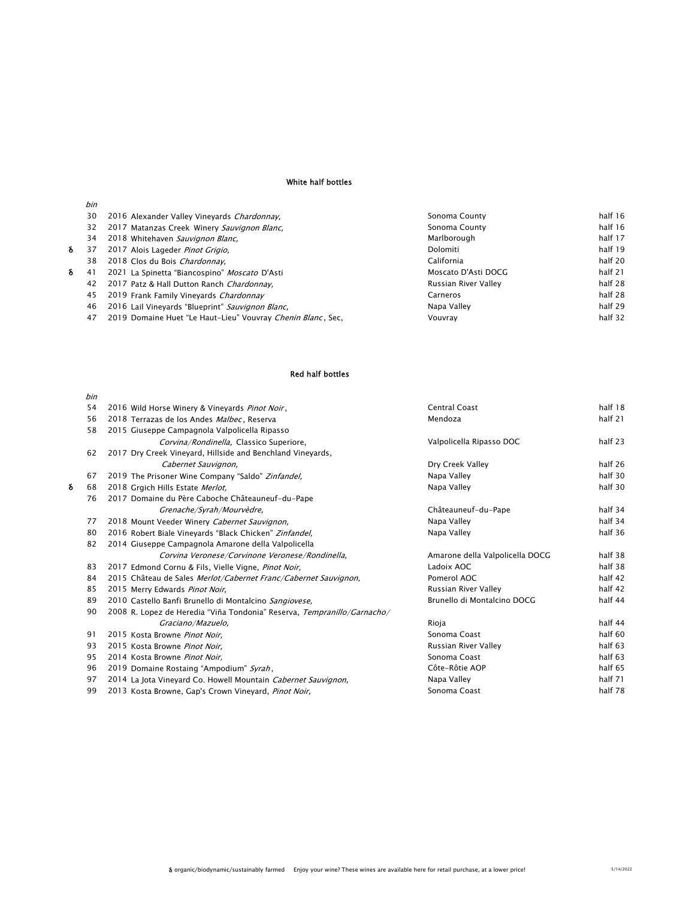## White half bottles

| | bin | | | |
|---|---|---|---|---|
| | 30 | 2016 Alexander Valley Vineyards *Chardonnay,* | Sonoma County | half 16 |
| | 32 | 2017 Matanzas Creek Winery *Sauvignon Blanc,* | Sonoma County | half 16 |
| | 34 | 2018 Whitehaven *Sauvignon Blanc,* | Marlborough | half 17 |
| δ | 37 | 2017 Alois Lageder *Pinot Grigio,* | Dolomiti | half 19 |
| | 38 | 2018 Clos du Bois *Chardonnay,* | California | half 20 |
| δ | 41 | 2021 La Spinetta "Biancospino" *Moscato* D'Asti | Moscato D'Asti DOCG | half 21 |
| | 42 | 2017 Patz & Hall Dutton Ranch *Chardonnay,* | Russian River Valley | half 28 |
| | 45 | 2019 Frank Family Vineyards *Chardonnay* | Carneros | half 28 |
| | 46 | 2016 Lail Vineyards "Blueprint" *Sauvignon Blanc,* | Napa Valley | half 29 |
| | 47 | 2019 Domaine Huet "Le Haut-Lieu" Vouvray *Chenin Blanc*, Sec, | Vouvray | half 32 |

## Red half bottles

| | bin | | | |
|---|---|---|---|---|
| | 54 | 2016 Wild Horse Winery & Vineyards *Pinot Noir*, | Central Coast | half 18 |
| | 56 | 2018 Terrazas de los Andes *Malbec*, Reserva | Mendoza | half 21 |
| | 58 | 2015 Giuseppe Campagnola Valpolicella Ripasso *Corvina/Rondinella,* Classico Superiore, | Valpolicella Ripasso DOC | half 23 |
| | 62 | 2017 Dry Creek Vineyard, Hillside and Benchland Vineyards, *Cabernet Sauvignon,* | Dry Creek Valley | half 26 |
| | 67 | 2019 The Prisoner Wine Company "Saldo" *Zinfandel,* | Napa Valley | half 30 |
| δ | 68 | 2018 Grgich Hills Estate *Merlot,* | Napa Valley | half 30 |
| | 76 | 2017 Domaine du Père Caboche Châteauneuf-du-Pape *Grenache/Syrah/Mourvèdre,* | Châteauneuf-du-Pape | half 34 |
| | 77 | 2018 Mount Veeder Winery *Cabernet Sauvignon,* | Napa Valley | half 34 |
| | 80 | 2016 Robert Biale Vineyards "Black Chicken" *Zinfandel,* | Napa Valley | half 36 |
| | 82 | 2014 Giuseppe Campagnola Amarone della Valpolicella *Corvina Veronese/Corvinone Veronese/Rondinella,* | Amarone della Valpolicella DOCG | half 38 |
| | 83 | 2017 Edmond Cornu & Fils, Vielle Vigne, *Pinot Noir,* | Ladoix AOC | half 38 |
| | 84 | 2015 Château de Sales *Merlot/Cabernet Franc/Cabernet Sauvignon,* | Pomerol AOC | half 42 |
| | 85 | 2015 Merry Edwards *Pinot Noir,* | Russian River Valley | half 42 |
| | 89 | 2010 Castello Banfi Brunello di Montalcino *Sangiovese,* | Brunello di Montalcino DOCG | half 44 |
| | 90 | 2008 R. Lopez de Heredia "Viña Tondonia" Reserva, *Tempranillo/Garnacho/Graciano/Mazuelo,* | Rioja | half 44 |
| | 91 | 2015 Kosta Browne *Pinot Noir,* | Sonoma Coast | half 60 |
| | 93 | 2015 Kosta Browne *Pinot Noir,* | Russian River Valley | half 63 |
| | 95 | 2014 Kosta Browne *Pinot Noir,* | Sonoma Coast | half 63 |
| | 96 | 2019 Domaine Rostaing "Ampodium" *Syrah*, | Côte-Rôtie AOP | half 65 |
| | 97 | 2014 La Jota Vineyard Co. Howell Mountain *Cabernet Sauvignon,* | Napa Valley | half 71 |
| | 99 | 2013 Kosta Browne, Gap's Crown Vineyard, *Pinot Noir,* | Sonoma Coast | half 78 |

δ organic/biodynamic/sustainably farmed     Enjoy your wine? These wines are available here for retail purchase, at a lower price!     5/14/2022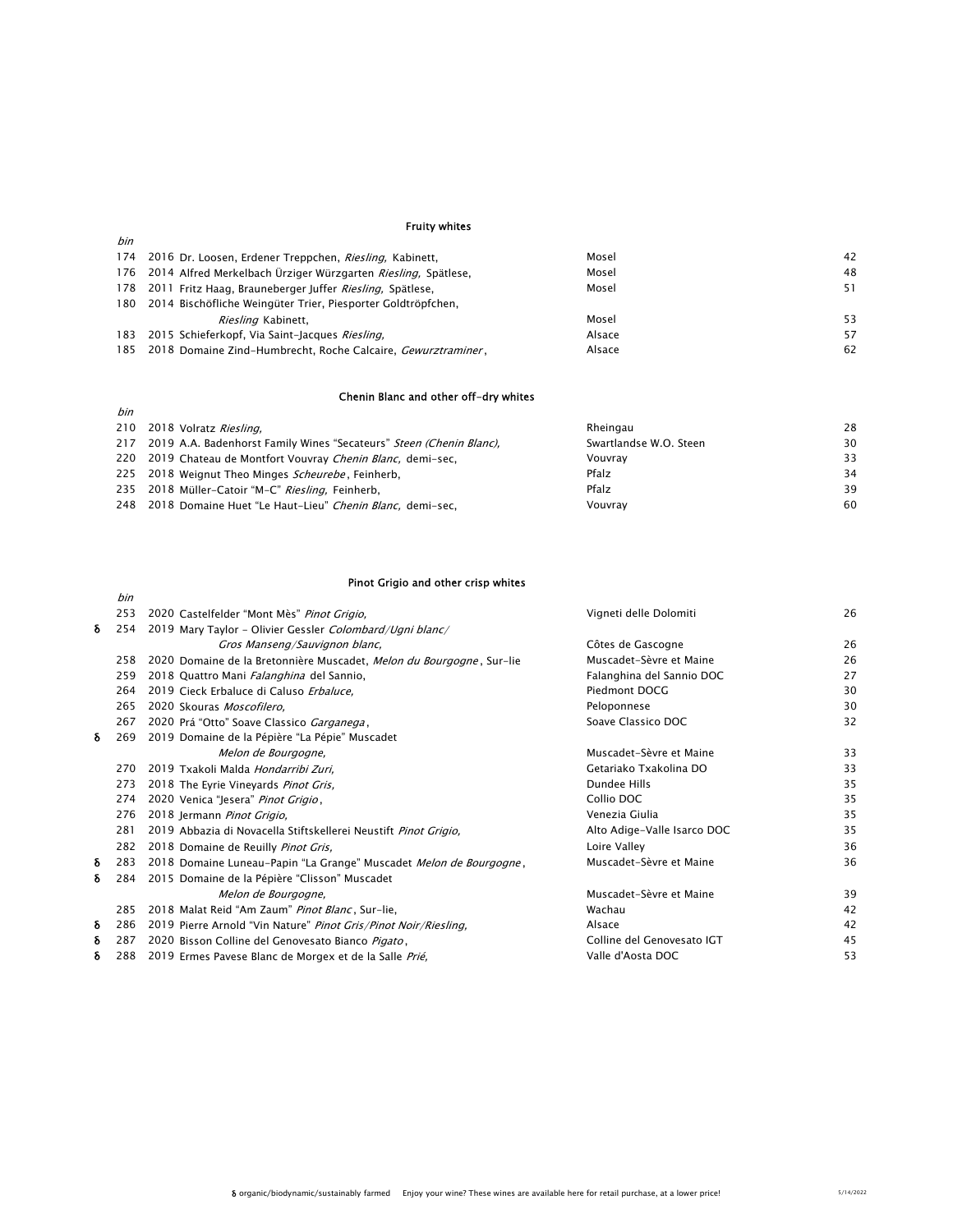## Fruity whites

| | bin | | | |
|---|---|---|---|---|
| | 174 | 2016 Dr. Loosen, Erdener Treppchen, *Riesling,* Kabinett, | Mosel | 42 |
| | 176 | 2014 Alfred Merkelbach Ürziger Würzgarten *Riesling,* Spätlese, | Mosel | 48 |
| | 178 | 2011 Fritz Haag, Brauneberger Juffer *Riesling,* Spätlese, | Mosel | 51 |
| | 180 | 2014 Bischöfliche Weingüter Trier, Piesporter Goldtröpfchen, *Riesling* Kabinett, | Mosel | 53 |
| | 183 | 2015 Schieferkopf, Via Saint-Jacques *Riesling,* | Alsace | 57 |
| | 185 | 2018 Domaine Zind-Humbrecht, Roche Calcaire, *Gewurztraminer*, | Alsace | 62 |

## Chenin Blanc and other off-dry whites

| | bin | | | |
|---|---|---|---|---|
| | 210 | 2018 Volratz *Riesling,* | Rheingau | 28 |
| | 217 | 2019 A.A. Badenhorst Family Wines "Secateurs" *Steen (Chenin Blanc),* | Swartlandse W.O. Steen | 30 |
| | 220 | 2019 Chateau de Montfort Vouvray *Chenin Blanc,* demi-sec, | Vouvray | 33 |
| | 225 | 2018 Weignut Theo Minges *Scheurebe*, Feinherb, | Pfalz | 34 |
| | 235 | 2018 Müller-Catoir "M-C" *Riesling,* Feinherb, | Pfalz | 39 |
| | 248 | 2018 Domaine Huet "Le Haut-Lieu" *Chenin Blanc,* demi-sec, | Vouvray | 60 |

## Pinot Grigio and other crisp whites

| | bin | | | |
|---|---|---|---|---|
| | 253 | 2020 Castelfelder "Mont Mès" *Pinot Grigio,* | Vigneti delle Dolomiti | 26 |
| δ | 254 | 2019 Mary Taylor - Olivier Gessler *Colombard/Ugni blanc/ Gros Manseng/Sauvignon blanc,* | Côtes de Gascogne | 26 |
| | 258 | 2020 Domaine de la Bretonnière Muscadet, *Melon du Bourgogne*, Sur-lie | Muscadet-Sèvre et Maine | 26 |
| | 259 | 2018 Quattro Mani *Falanghina* del Sannio, | Falanghina del Sannio DOC | 27 |
| | 264 | 2019 Cieck Erbaluce di Caluso *Erbaluce,* | Piedmont DOCG | 30 |
| | 265 | 2020 Skouras *Moscofilero,* | Peloponnese | 30 |
| | 267 | 2020 Prá "Otto" Soave Classico *Garganega*, | Soave Classico DOC | 32 |
| δ | 269 | 2019 Domaine de la Pépière "La Pépie" Muscadet *Melon de Bourgogne,* | Muscadet-Sèvre et Maine | 33 |
| | 270 | 2019 Txakoli Malda *Hondarribi Zuri,* | Getariako Txakolina DO | 33 |
| | 273 | 2018 The Eyrie Vineyards *Pinot Gris,* | Dundee Hills | 35 |
| | 274 | 2020 Venica "Jesera" *Pinot Grigio*, | Collio DOC | 35 |
| | 276 | 2018 Jermann *Pinot Grigio,* | Venezia Giulia | 35 |
| | 281 | 2019 Abbazia di Novacella Stiftskellerei Neustift *Pinot Grigio,* | Alto Adige-Valle Isarco DOC | 35 |
| | 282 | 2018 Domaine de Reuilly *Pinot Gris,* | Loire Valley | 36 |
| δ | 283 | 2018 Domaine Luneau-Papin "La Grange" Muscadet *Melon de Bourgogne*, | Muscadet-Sèvre et Maine | 36 |
| δ | 284 | 2015 Domaine de la Pépière "Clisson" Muscadet *Melon de Bourgogne,* | Muscadet-Sèvre et Maine | 39 |
| | 285 | 2018 Malat Reid "Am Zaum" *Pinot Blanc*, Sur-lie, | Wachau | 42 |
| δ | 286 | 2019 Pierre Arnold "Vin Nature" *Pinot Gris/Pinot Noir/Riesling,* | Alsace | 42 |
| δ | 287 | 2020 Bisson Colline del Genovesato Bianco *Pigato*, | Colline del Genovesato IGT | 45 |
| δ | 288 | 2019 Ermes Pavese Blanc de Morgex et de la Salle *Prié,* | Valle d'Aosta DOC | 53 |

δ organic/biodynamic/sustainably farmed   Enjoy your wine? These wines are available here for retail purchase, at a lower price!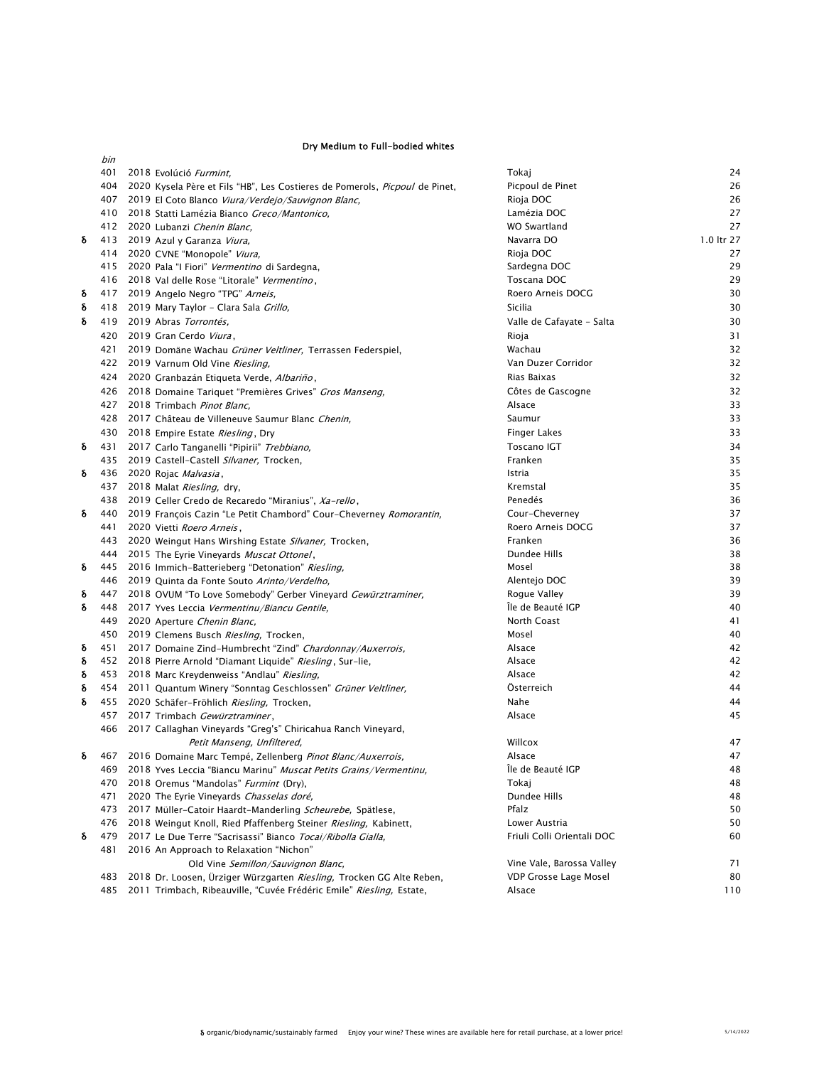## Dry Medium to Full-bodied whites

| | bin | | | |
|---|---|---|---|---|
| | 401 | 2018 Evolúció *Furmint,* | Tokaj | 24 |
| | 404 | 2020 Kysela Père et Fils "HB", Les Costieres de Pomerols, *Picpoul* de Pinet, | Picpoul de Pinet | 26 |
| | 407 | 2019 El Coto Blanco *Viura/Verdejo/Sauvignon Blanc,* | Rioja DOC | 26 |
| | 410 | 2018 Statti Lamézia Bianco *Greco/Mantonico,* | Lamézia DOC | 27 |
| | 412 | 2020 Lubanzi *Chenin Blanc,* | WO Swartland | 27 |
| δ | 413 | 2019 Azul y Garanza *Viura,* | Navarra DO | 1.0 ltr 27 |
| | 414 | 2020 CVNE "Monopole" *Viura,* | Rioja DOC | 27 |
| | 415 | 2020 Pala "I Fiori" *Vermentino* di Sardegna, | Sardegna DOC | 29 |
| | 416 | 2018 Val delle Rose "Litorale" *Vermentino*, | Toscana DOC | 29 |
| δ | 417 | 2019 Angelo Negro "TPG" *Arneis,* | Roero Arneis DOCG | 30 |
| δ | 418 | 2019 Mary Taylor - Clara Sala *Grillo,* | Sicilia | 30 |
| δ | 419 | 2019 Abras *Torrontés,* | Valle de Cafayate - Salta | 30 |
| | 420 | 2019 Gran Cerdo *Viura*, | Rioja | 31 |
| | 421 | 2019 Domäne Wachau *Grüner Veltliner,* Terrassen Federspiel, | Wachau | 32 |
| | 422 | 2019 Varnum Old Vine *Riesling,* | Van Duzer Corridor | 32 |
| | 424 | 2020 Granbazán Etiqueta Verde, *Albariño*, | Rias Baixas | 32 |
| | 426 | 2018 Domaine Tariquet "Premières Grives" *Gros Manseng,* | Côtes de Gascogne | 32 |
| | 427 | 2018 Trimbach *Pinot Blanc,* | Alsace | 33 |
| | 428 | 2017 Château de Villeneuve Saumur Blanc *Chenin,* | Saumur | 33 |
| | 430 | 2018 Empire Estate *Riesling*, Dry | Finger Lakes | 33 |
| δ | 431 | 2017 Carlo Tanganelli "Pipirii" *Trebbiano,* | Toscano IGT | 34 |
| | 435 | 2019 Castell-Castell *Silvaner,* Trocken, | Franken | 35 |
| δ | 436 | 2020 Rojac *Malvasia*, | Istria | 35 |
| | 437 | 2018 Malat *Riesling,* dry, | Kremstal | 35 |
| | 438 | 2019 Celler Credo de Recaredo "Miranius", *Xa-rello*, | Penedés | 36 |
| δ | 440 | 2019 François Cazin "Le Petit Chambord" Cour-Cheverney *Romorantin,* | Cour-Cheverney | 37 |
| | 441 | 2020 Vietti *Roero Arneis*, | Roero Arneis DOCG | 37 |
| | 443 | 2020 Weingut Hans Wirsching Estate *Silvaner,* Trocken, | Franken | 36 |
| | 444 | 2015 The Eyrie Vineyards *Muscat Ottonel*, | Dundee Hills | 38 |
| δ | 445 | 2016 Immich-Batterieberg "Detonation" *Riesling,* | Mosel | 38 |
| | 446 | 2019 Quinta da Fonte Souto *Arinto/Verdelho,* | Alentejo DOC | 39 |
| δ | 447 | 2018 OVUM "To Love Somebody" Gerber Vineyard *Gewürztraminer,* | Rogue Valley | 39 |
| δ | 448 | 2017 Yves Leccia *Vermentinu/Biancu Gentile,* | Île de Beauté IGP | 40 |
| | 449 | 2020 Aperture *Chenin Blanc,* | North Coast | 41 |
| | 450 | 2019 Clemens Busch *Riesling,* Trocken, | Mosel | 40 |
| δ | 451 | 2017 Domaine Zind-Humbrecht "Zind" *Chardonnay/Auxerrois,* | Alsace | 42 |
| δ | 452 | 2018 Pierre Arnold "Diamant Liquide" *Riesling*, Sur-lie, | Alsace | 42 |
| δ | 453 | 2018 Marc Kreydenweiss "Andlau" *Riesling,* | Alsace | 42 |
| δ | 454 | 2011 Quantum Winery "Sonntag Geschlossen" *Grüner Veltliner,* | Österreich | 44 |
| δ | 455 | 2020 Schäfer-Fröhlich *Riesling,* Trocken, | Nahe | 44 |
| | 457 | 2017 Trimbach *Gewürztraminer*, | Alsace | 45 |
| | 466 | 2017 Callaghan Vineyards "Greg's" Chiricahua Ranch Vineyard, *Petit Manseng, Unfiltered,* | Willcox | 47 |
| δ | 467 | 2016 Domaine Marc Tempé, Zellenberg *Pinot Blanc/Auxerrois,* | Alsace | 47 |
| | 469 | 2018 Yves Leccia "Biancu Marinu" *Muscat Petits Grains/Vermentinu,* | Île de Beauté IGP | 48 |
| | 470 | 2018 Oremus "Mandolas" *Furmint* (Dry), | Tokaj | 48 |
| | 471 | 2020 The Eyrie Vineyards *Chasselas doré,* | Dundee Hills | 48 |
| | 473 | 2017 Müller-Catoir Haardt-Manderling *Scheurebe,* Spätlese, | Pfalz | 50 |
| | 476 | 2018 Weingut Knoll, Ried Pfaffenberg Steiner *Riesling,* Kabinett, | Lower Austria | 50 |
| δ | 479 | 2017 Le Due Terre "Sacrisassi" Bianco *Tocai/Ribolla Gialla,* | Friuli Colli Orientali DOC | 60 |
| | 481 | 2016 An Approach to Relaxation "Nichon" Old Vine *Semillon/Sauvignon Blanc,* | Vine Vale, Barossa Valley | 71 |
| | 483 | 2018 Dr. Loosen, Ürziger Würzgarten *Riesling,* Trocken GG Alte Reben, | VDP Grosse Lage Mosel | 80 |
| | 485 | 2011 Trimbach, Ribeauville, "Cuvée Frédéric Emile" *Riesling,* Estate, | Alsace | 110 |

δ organic/biodynamic/sustainably farmed Enjoy your wine? These wines are available here for retail purchase, at a lower price!

5/14/2022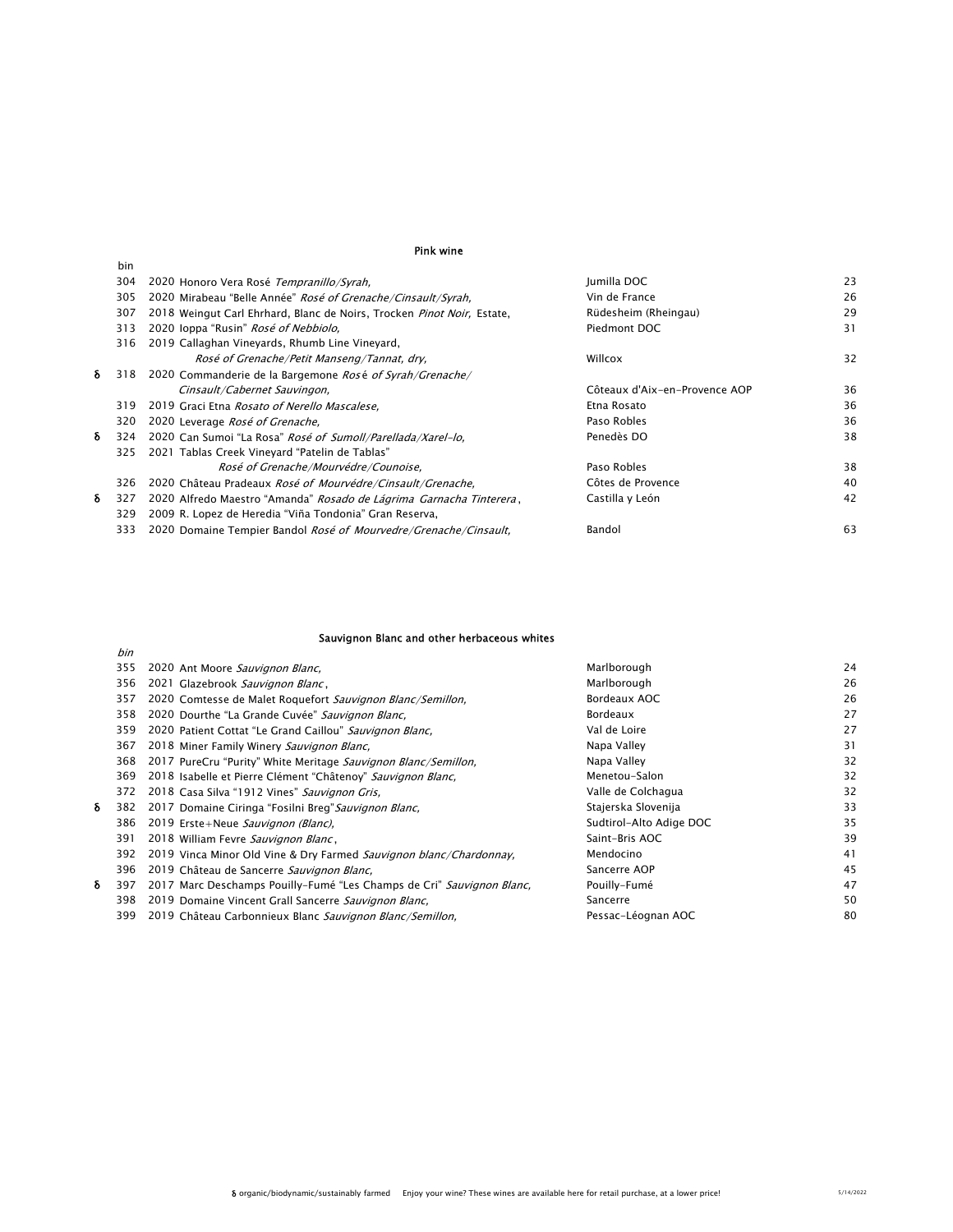## Pink wine

| | bin | | | |
|---|---|---|---|---|
| | 304 | 2020 Honoro Vera Rosé *Tempranillo/Syrah,* | Jumilla DOC | 23 |
| | 305 | 2020 Mirabeau "Belle Année" *Rosé of Grenache/Cinsault/Syrah,* | Vin de France | 26 |
| | 307 | 2018 Weingut Carl Ehrhard, Blanc de Noirs, Trocken *Pinot Noir,* Estate, | Rüdesheim (Rheingau) | 29 |
| | 313 | 2020 Ioppa "Rusin" *Rosé of Nebbiolo,* | Piedmont DOC | 31 |
| | 316 | 2019 Callaghan Vineyards, Rhumb Line Vineyard, *Rosé of Grenache/Petit Manseng/Tannat, dry,* | Willcox | 32 |
| δ | 318 | 2020 Commanderie de la Bargemone *Rosé of Syrah/Grenache/ Cinsault/Cabernet Sauvingon,* | Côteaux d'Aix-en-Provence AOP | 36 |
| | 319 | 2019 Graci Etna *Rosato of Nerello Mascalese,* | Etna Rosato | 36 |
| | 320 | 2020 Leverage *Rosé of Grenache,* | Paso Robles | 36 |
| δ | 324 | 2020 Can Sumoi "La Rosa" *Rosé of Sumoll/Parellada/Xarel-lo,* | Penedès DO | 38 |
| | 325 | 2021 Tablas Creek Vineyard "Patelin de Tablas" *Rosé of Grenache/Mourvédre/Counoise,* | Paso Robles | 38 |
| | 326 | 2020 Château Pradeaux *Rosé of Mourvédre/Cinsault/Grenache,* | Côtes de Provence | 40 |
| δ | 327 | 2020 Alfredo Maestro "Amanda" *Rosado de Lágrima Garnacha Tinterera*, | Castilla y León | 42 |
| | 329 | 2009 R. Lopez de Heredia "Viña Tondonia" Gran Reserva, | | |
| | 333 | 2020 Domaine Tempier Bandol *Rosé of Mourvedre/Grenache/Cinsault,* | Bandol | 63 |

## Sauvignon Blanc and other herbaceous whites

| | *bin* | | | |
|---|---|---|---|---|
| | 355 | 2020 Ant Moore *Sauvignon Blanc,* | Marlborough | 24 |
| | 356 | 2021 Glazebrook *Sauvignon Blanc*, | Marlborough | 26 |
| | 357 | 2020 Comtesse de Malet Roquefort *Sauvignon Blanc/Semillon,* | Bordeaux AOC | 26 |
| | 358 | 2020 Dourthe "La Grande Cuvée" *Sauvignon Blanc,* | Bordeaux | 27 |
| | 359 | 2020 Patient Cottat "Le Grand Caillou" *Sauvignon Blanc,* | Val de Loire | 27 |
| | 367 | 2018 Miner Family Winery *Sauvignon Blanc,* | Napa Valley | 31 |
| | 368 | 2017 PureCru "Purity" White Meritage *Sauvignon Blanc/Semillon,* | Napa Valley | 32 |
| | 369 | 2018 Isabelle et Pierre Clément "Châtenoy" *Sauvignon Blanc,* | Menetou-Salon | 32 |
| | 372 | 2018 Casa Silva "1912 Vines" *Sauvignon Gris,* | Valle de Colchagua | 32 |
| δ | 382 | 2017 Domaine Ciringa "Fosilni Breg" *Sauvignon Blanc,* | Stajerska Slovenija | 33 |
| | 386 | 2019 Erste+Neue *Sauvignon (Blanc),* | Sudtirol-Alto Adige DOC | 35 |
| | 391 | 2018 William Fevre *Sauvignon Blanc*, | Saint-Bris AOC | 39 |
| | 392 | 2019 Vinca Minor Old Vine & Dry Farmed *Sauvignon blanc/Chardonnay,* | Mendocino | 41 |
| | 396 | 2019 Château de Sancerre *Sauvignon Blanc,* | Sancerre AOP | 45 |
| δ | 397 | 2017 Marc Deschamps Pouilly-Fumé "Les Champs de Cri" *Sauvignon Blanc,* | Pouilly-Fumé | 47 |
| | 398 | 2019 Domaine Vincent Grall Sancerre *Sauvignon Blanc,* | Sancerre | 50 |
| | 399 | 2019 Château Carbonnieux Blanc *Sauvignon Blanc/Semillon,* | Pessac-Léognan AOC | 80 |

δ organic/biodynamic/sustainably farmed Enjoy your wine? These wines are available here for retail purchase, at a lower price!

5/14/2022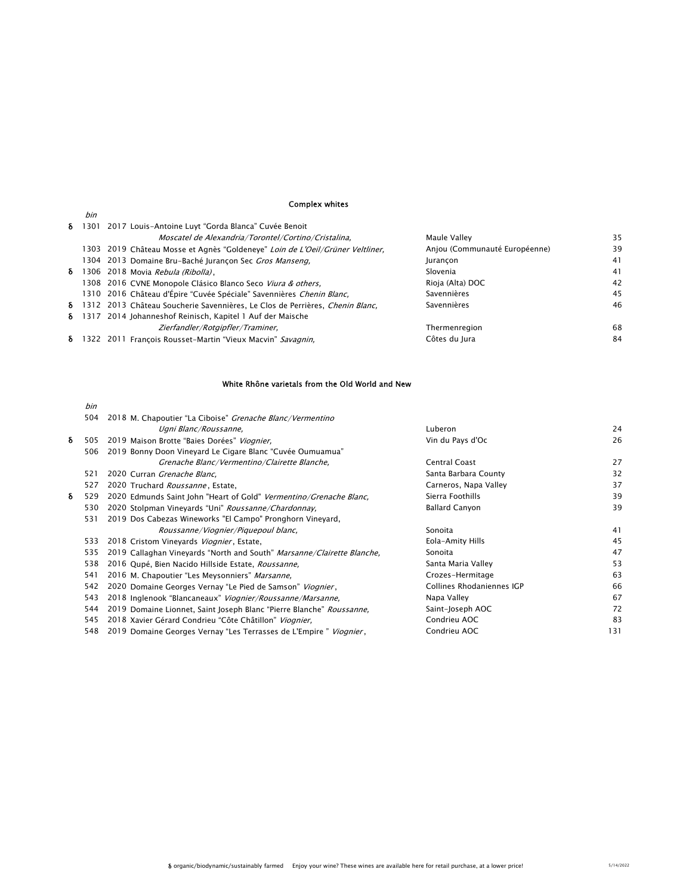## Complex whites

| | bin | | | |
|---|---|---|---|---|
| δ | 1301 | 2017 Louis-Antoine Luyt "Gorda Blanca" Cuvée Benoit *Moscatel de Alexandria/Torontel/Cortino/Cristalina,* | Maule Valley | 35 |
| | 1303 | 2019 Château Mosse et Agnès "Goldeneye" *Loin de L'Oeil/Grüner Veltliner,* | Anjou (Communauté Européenne) | 39 |
| | 1304 | 2013 Domaine Bru-Baché Jurançon Sec *Gros Manseng,* | Jurançon | 41 |
| δ | 1306 | 2018 Movia *Rebula (Ribolla)*, | Slovenia | 41 |
| | 1308 | 2016 CVNE Monopole Clásico Blanco Seco *Viura & others,* | Rioja (Alta) DOC | 42 |
| | 1310 | 2016 Château d'Épire "Cuvée Spéciale" Savennières *Chenin Blanc,* | Savennières | 45 |
| δ | 1312 | 2013 Château Soucherie Savennières, Le Clos de Perrières, *Chenin Blanc,* | Savennières | 46 |
| δ | 1317 | 2014 Johanneshof Reinisch, Kapitel 1 Auf der Maische *Zierfandler/Rotgipfler/Traminer,* | Thermenregion | 68 |
| δ | 1322 | 2011 François Rousset-Martin "Vieux Macvin" *Savagnin,* | Côtes du Jura | 84 |

## White Rhône varietals from the Old World and New

| | bin | | | |
|---|---|---|---|---|
| | 504 | 2018 M. Chapoutier "La Ciboise" *Grenache Blanc/Vermentino Ugni Blanc/Roussanne,* | Luberon | 24 |
| δ | 505 | 2019 Maison Brotte "Baies Dorées" *Viognier,* | Vin du Pays d'Oc | 26 |
| | 506 | 2019 Bonny Doon Vineyard Le Cigare Blanc "Cuvée Oumuamua" *Grenache Blanc/Vermentino/Clairette Blanche,* | Central Coast | 27 |
| | 521 | 2020 Curran *Grenache Blanc,* | Santa Barbara County | 32 |
| | 527 | 2020 Truchard *Roussanne*, Estate, | Carneros, Napa Valley | 37 |
| δ | 529 | 2020 Edmunds Saint John "Heart of Gold" *Vermentino/Grenache Blanc,* | Sierra Foothills | 39 |
| | 530 | 2020 Stolpman Vineyards "Uni" *Roussanne/Chardonnay,* | Ballard Canyon | 39 |
| | 531 | 2019 Dos Cabezas Wineworks "El Campo" Pronghorn Vineyard, *Roussanne/Viognier/Piquepoul blanc,* | Sonoita | 41 |
| | 533 | 2018 Cristom Vineyards *Viognier*, Estate, | Eola-Amity Hills | 45 |
| | 535 | 2019 Callaghan Vineyards "North and South" *Marsanne/Clairette Blanche,* | Sonoita | 47 |
| | 538 | 2016 Qupé, Bien Nacido Hillside Estate, *Roussanne,* | Santa Maria Valley | 53 |
| | 541 | 2016 M. Chapoutier "Les Meysonniers" *Marsanne,* | Crozes-Hermitage | 63 |
| | 542 | 2020 Domaine Georges Vernay "Le Pied de Samson" *Viognier*, | Collines Rhodaniennes IGP | 66 |
| | 543 | 2018 Inglenook "Blancaneaux" *Viognier/Roussanne/Marsanne,* | Napa Valley | 67 |
| | 544 | 2019 Domaine Lionnet, Saint Joseph Blanc "Pierre Blanche" *Roussanne,* | Saint-Joseph AOC | 72 |
| | 545 | 2018 Xavier Gérard Condrieu "Côte Châtillon" *Viognier,* | Condrieu AOC | 83 |
| | 548 | 2019 Domaine Georges Vernay "Les Terrasses de L'Empire " *Viognier*, | Condrieu AOC | 131 |

δ organic/biodynamic/sustainably farmed    Enjoy your wine? These wines are available here for retail purchase, at a lower price!

5/14/2022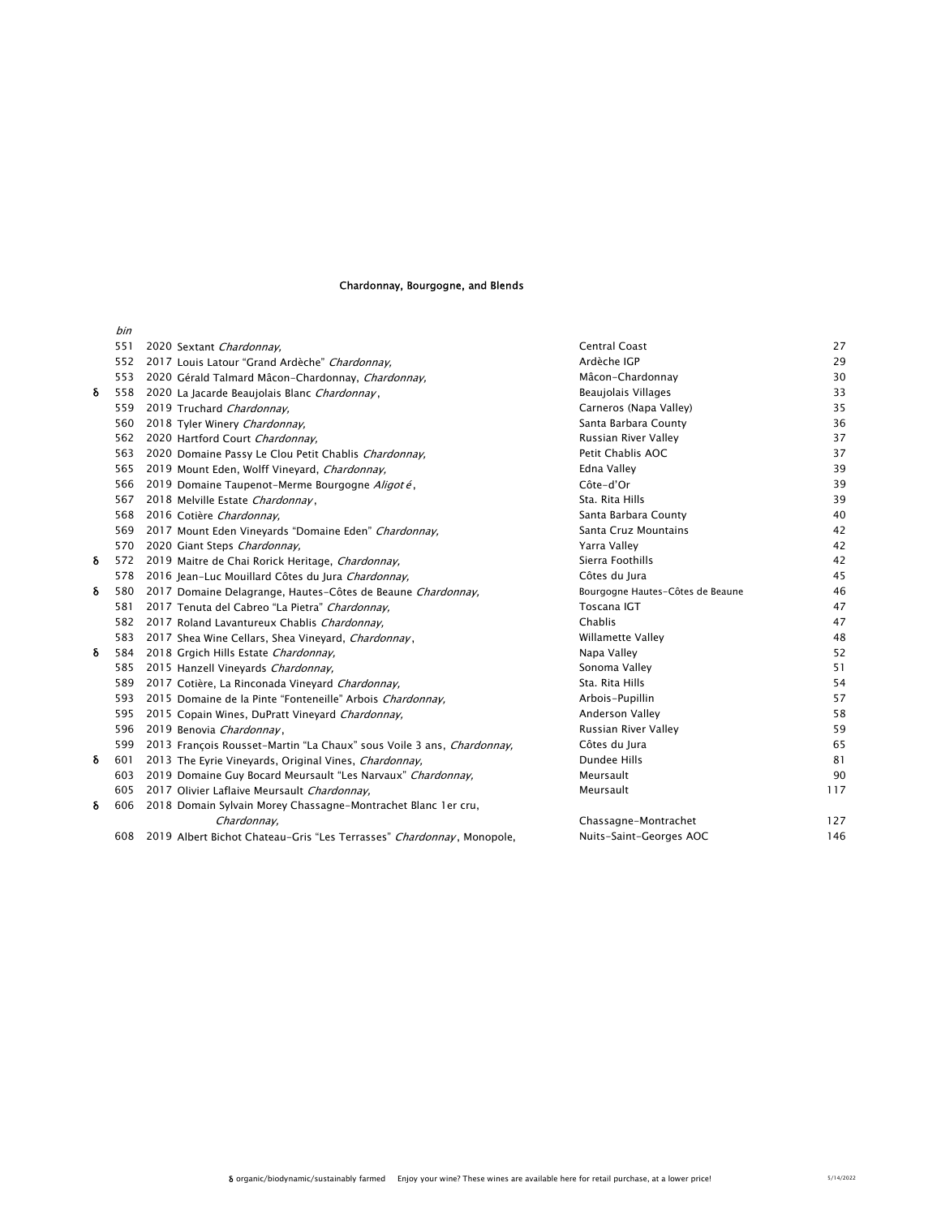## Chardonnay, Bourgogne, and Blends

| | *bin* | | | |
|---|---|---|---|---|
| | 551 | 2020 Sextant *Chardonnay,* | Central Coast | 27 |
| | 552 | 2017 Louis Latour "Grand Ardèche" *Chardonnay,* | Ardèche IGP | 29 |
| | 553 | 2020 Gérald Talmard Mâcon-Chardonnay, *Chardonnay,* | Mâcon-Chardonnay | 30 |
| δ | 558 | 2020 La Jacarde Beaujolais Blanc *Chardonnay*, | Beaujolais Villages | 33 |
| | 559 | 2019 Truchard *Chardonnay,* | Carneros (Napa Valley) | 35 |
| | 560 | 2018 Tyler Winery *Chardonnay,* | Santa Barbara County | 36 |
| | 562 | 2020 Hartford Court *Chardonnay,* | Russian River Valley | 37 |
| | 563 | 2020 Domaine Passy Le Clou Petit Chablis *Chardonnay,* | Petit Chablis AOC | 37 |
| | 565 | 2019 Mount Eden, Wolff Vineyard, *Chardonnay,* | Edna Valley | 39 |
| | 566 | 2019 Domaine Taupenot-Merme Bourgogne *Aligoté*, | Côte-d'Or | 39 |
| | 567 | 2018 Melville Estate *Chardonnay*, | Sta. Rita Hills | 39 |
| | 568 | 2016 Cotière *Chardonnay,* | Santa Barbara County | 40 |
| | 569 | 2017 Mount Eden Vineyards "Domaine Eden" *Chardonnay,* | Santa Cruz Mountains | 42 |
| | 570 | 2020 Giant Steps *Chardonnay,* | Yarra Valley | 42 |
| δ | 572 | 2019 Maitre de Chai Rorick Heritage, *Chardonnay,* | Sierra Foothills | 42 |
| | 578 | 2016 Jean-Luc Mouillard Côtes du Jura *Chardonnay,* | Côtes du Jura | 45 |
| δ | 580 | 2017 Domaine Delagrange, Hautes-Côtes de Beaune *Chardonnay,* | Bourgogne Hautes-Côtes de Beaune | 46 |
| | 581 | 2017 Tenuta del Cabreo "La Pietra" *Chardonnay,* | Toscana IGT | 47 |
| | 582 | 2017 Roland Lavantureux Chablis *Chardonnay,* | Chablis | 47 |
| | 583 | 2017 Shea Wine Cellars, Shea Vineyard, *Chardonnay*, | Willamette Valley | 48 |
| δ | 584 | 2018 Grgich Hills Estate *Chardonnay,* | Napa Valley | 52 |
| | 585 | 2015 Hanzell Vineyards *Chardonnay,* | Sonoma Valley | 51 |
| | 589 | 2017 Cotière, La Rinconada Vineyard *Chardonnay,* | Sta. Rita Hills | 54 |
| | 593 | 2015 Domaine de la Pinte "Fonteneille" Arbois *Chardonnay,* | Arbois-Pupillin | 57 |
| | 595 | 2015 Copain Wines, DuPratt Vineyard *Chardonnay,* | Anderson Valley | 58 |
| | 596 | 2019 Benovia *Chardonnay*, | Russian River Valley | 59 |
| | 599 | 2013 François Rousset-Martin "La Chaux" sous Voile 3 ans, *Chardonnay,* | Côtes du Jura | 65 |
| δ | 601 | 2013 The Eyrie Vineyards, Original Vines, *Chardonnay,* | Dundee Hills | 81 |
| | 603 | 2019 Domaine Guy Bocard Meursault "Les Narvaux" *Chardonnay,* | Meursault | 90 |
| | 605 | 2017 Olivier Laflaive Meursault *Chardonnay,* | Meursault | 117 |
| δ | 606 | 2018 Domain Sylvain Morey Chassagne-Montrachet Blanc 1er cru, *Chardonnay,* | Chassagne-Montrachet | 127 |
| | 608 | 2019 Albert Bichot Chateau-Gris "Les Terrasses" *Chardonnay*, Monopole, | Nuits-Saint-Georges AOC | 146 |

δ organic/biodynamic/sustainably farmed   Enjoy your wine? These wines are available here for retail purchase, at a lower price!   5/14/2022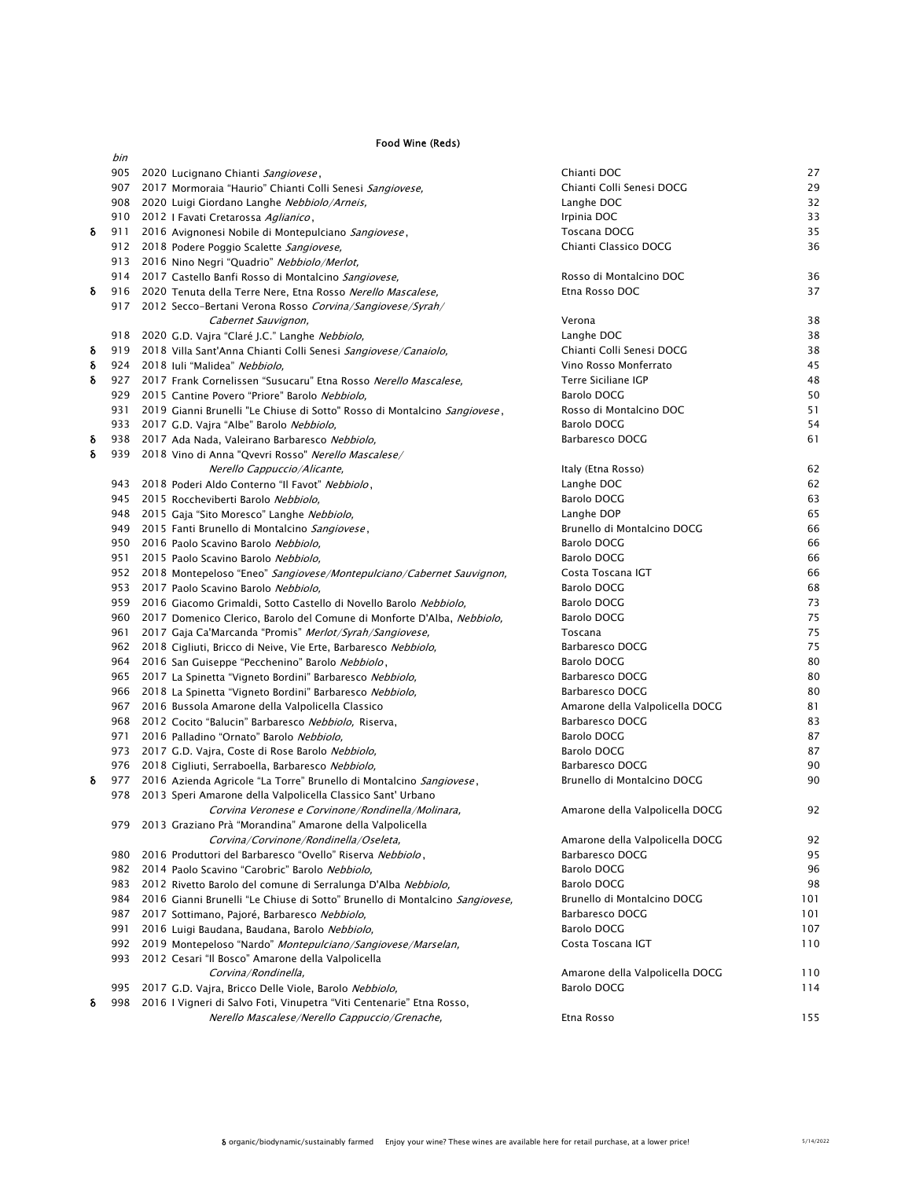## Food Wine (Reds)

| | bin | | | |
|---|---|---|---|---|
| | 905 | 2020 Lucignano Chianti *Sangiovese*, | Chianti DOC | 27 |
| | 907 | 2017 Mormoraia "Haurio" Chianti Colli Senesi *Sangiovese,* | Chianti Colli Senesi DOCG | 29 |
| | 908 | 2020 Luigi Giordano Langhe *Nebbiolo/Arneis,* | Langhe DOC | 32 |
| | 910 | 2012 I Favati Cretarossa *Aglianico*, | Irpinia DOC | 33 |
| δ | 911 | 2016 Avignonesi Nobile di Montepulciano *Sangiovese*, | Toscana DOCG | 35 |
| | 912 | 2018 Podere Poggio Scalette *Sangiovese,* | Chianti Classico DOCG | 36 |
| | 913 | 2016 Nino Negri "Quadrio" *Nebbiolo/Merlot,* | | |
| | 914 | 2017 Castello Banfi Rosso di Montalcino *Sangiovese,* | Rosso di Montalcino DOC | 36 |
| δ | 916 | 2020 Tenuta della Terre Nere, Etna Rosso *Nerello Mascalese,* | Etna Rosso DOC | 37 |
| | 917 | 2012 Secco-Bertani Verona Rosso *Corvina/Sangiovese/Syrah/ Cabernet Sauvignon,* | Verona | 38 |
| | 918 | 2020 G.D. Vajra "Claré J.C." Langhe *Nebbiolo,* | Langhe DOC | 38 |
| δ | 919 | 2018 Villa Sant'Anna Chianti Colli Senesi *Sangiovese/Canaiolo,* | Chianti Colli Senesi DOCG | 38 |
| δ | 924 | 2018 Iuli "Malidea" *Nebbiolo,* | Vino Rosso Monferrato | 45 |
| δ | 927 | 2017 Frank Cornelissen "Susucaru" Etna Rosso *Nerello Mascalese,* | Terre Siciliane IGP | 48 |
| | 929 | 2015 Cantine Povero "Priore" Barolo *Nebbiolo,* | Barolo DOCG | 50 |
| | 931 | 2019 Gianni Brunelli "Le Chiuse di Sotto" Rosso di Montalcino *Sangiovese*, | Rosso di Montalcino DOC | 51 |
| | 933 | 2017 G.D. Vajra "Albe" Barolo *Nebbiolo,* | Barolo DOCG | 54 |
| δ | 938 | 2017 Ada Nada, Valeirano Barbaresco *Nebbiolo,* | Barbaresco DOCG | 61 |
| δ | 939 | 2018 Vino di Anna "Qvevri Rosso" *Nerello Mascalese/ Nerello Cappuccio/Alicante,* | Italy (Etna Rosso) | 62 |
| | 943 | 2018 Poderi Aldo Conterno "Il Favot" *Nebbiolo*, | Langhe DOC | 62 |
| | 945 | 2015 Roccheviberti Barolo *Nebbiolo,* | Barolo DOCG | 63 |
| | 948 | 2015 Gaja "Sito Moresco" Langhe *Nebbiolo,* | Langhe DOP | 65 |
| | 949 | 2015 Fanti Brunello di Montalcino *Sangiovese*, | Brunello di Montalcino DOCG | 66 |
| | 950 | 2016 Paolo Scavino Barolo *Nebbiolo,* | Barolo DOCG | 66 |
| | 951 | 2015 Paolo Scavino Barolo *Nebbiolo,* | Barolo DOCG | 66 |
| | 952 | 2018 Montepeloso "Eneo" *Sangiovese/Montepulciano/Cabernet Sauvignon,* | Costa Toscana IGT | 66 |
| | 953 | 2017 Paolo Scavino Barolo *Nebbiolo,* | Barolo DOCG | 68 |
| | 959 | 2016 Giacomo Grimaldi, Sotto Castello di Novello Barolo *Nebbiolo,* | Barolo DOCG | 73 |
| | 960 | 2017 Domenico Clerico, Barolo del Comune di Monforte D'Alba, *Nebbiolo,* | Barolo DOCG | 75 |
| | 961 | 2017 Gaja Ca'Marcanda "Promis" *Merlot/Syrah/Sangiovese,* | Toscana | 75 |
| | 962 | 2018 Cigliuti, Bricco di Neive, Vie Erte, Barbaresco *Nebbiolo,* | Barbaresco DOCG | 75 |
| | 964 | 2016 San Guiseppe "Pecchenino" Barolo *Nebbiolo*, | Barolo DOCG | 80 |
| | 965 | 2017 La Spinetta "Vigneto Bordini" Barbaresco *Nebbiolo,* | Barbaresco DOCG | 80 |
| | 966 | 2018 La Spinetta "Vigneto Bordini" Barbaresco *Nebbiolo,* | Barbaresco DOCG | 80 |
| | 967 | 2016 Bussola Amarone della Valpolicella Classico | Amarone della Valpolicella DOCG | 81 |
| | 968 | 2012 Cocito "Balucin" Barbaresco *Nebbiolo,* Riserva, | Barbaresco DOCG | 83 |
| | 971 | 2016 Palladino "Ornato" Barolo *Nebbiolo,* | Barolo DOCG | 87 |
| | 973 | 2017 G.D. Vajra, Coste di Rose Barolo *Nebbiolo,* | Barolo DOCG | 87 |
| | 976 | 2018 Cigliuti, Serraboella, Barbaresco *Nebbiolo,* | Barbaresco DOCG | 90 |
| δ | 977 | 2016 Azienda Agricole "La Torre" Brunello di Montalcino *Sangiovese*, | Brunello di Montalcino DOCG | 90 |
| | 978 | 2013 Speri Amarone della Valpolicella Classico Sant' Urbano *Corvina Veronese e Corvinone/Rondinella/Molinara,* | Amarone della Valpolicella DOCG | 92 |
| | 979 | 2013 Graziano Prà "Morandina" Amarone della Valpolicella *Corvina/Corvinone/Rondinella/Oseleta,* | Amarone della Valpolicella DOCG | 92 |
| | 980 | 2016 Produttori del Barbaresco "Ovello" Riserva *Nebbiolo*, | Barbaresco DOCG | 95 |
| | 982 | 2014 Paolo Scavino "Carobric" Barolo *Nebbiolo,* | Barolo DOCG | 96 |
| | 983 | 2012 Rivetto Barolo del comune di Serralunga D'Alba *Nebbiolo,* | Barolo DOCG | 98 |
| | 984 | 2016 Gianni Brunelli "Le Chiuse di Sotto" Brunello di Montalcino *Sangiovese,* | Brunello di Montalcino DOCG | 101 |
| | 987 | 2017 Sottimano, Pajoré, Barbaresco *Nebbiolo,* | Barbaresco DOCG | 101 |
| | 991 | 2016 Luigi Baudana, Baudana, Barolo *Nebbiolo,* | Barolo DOCG | 107 |
| | 992 | 2019 Montepeloso "Nardo" *Montepulciano/Sangiovese/Marselan,* | Costa Toscana IGT | 110 |
| | 993 | 2012 Cesari "Il Bosco" Amarone della Valpolicella *Corvina/Rondinella,* | Amarone della Valpolicella DOCG | 110 |
| | 995 | 2017 G.D. Vajra, Bricco Delle Viole, Barolo *Nebbiolo,* | Barolo DOCG | 114 |
| δ | 998 | 2016 I Vigneri di Salvo Foti, Vinupetra "Viti Centenarie" Etna Rosso, *Nerello Mascalese/Nerello Cappuccio/Grenache,* | Etna Rosso | 155 |

δ organic/biodynamic/sustainably farmed    Enjoy your wine? These wines are available here for retail purchase, at a lower price!    5/14/2022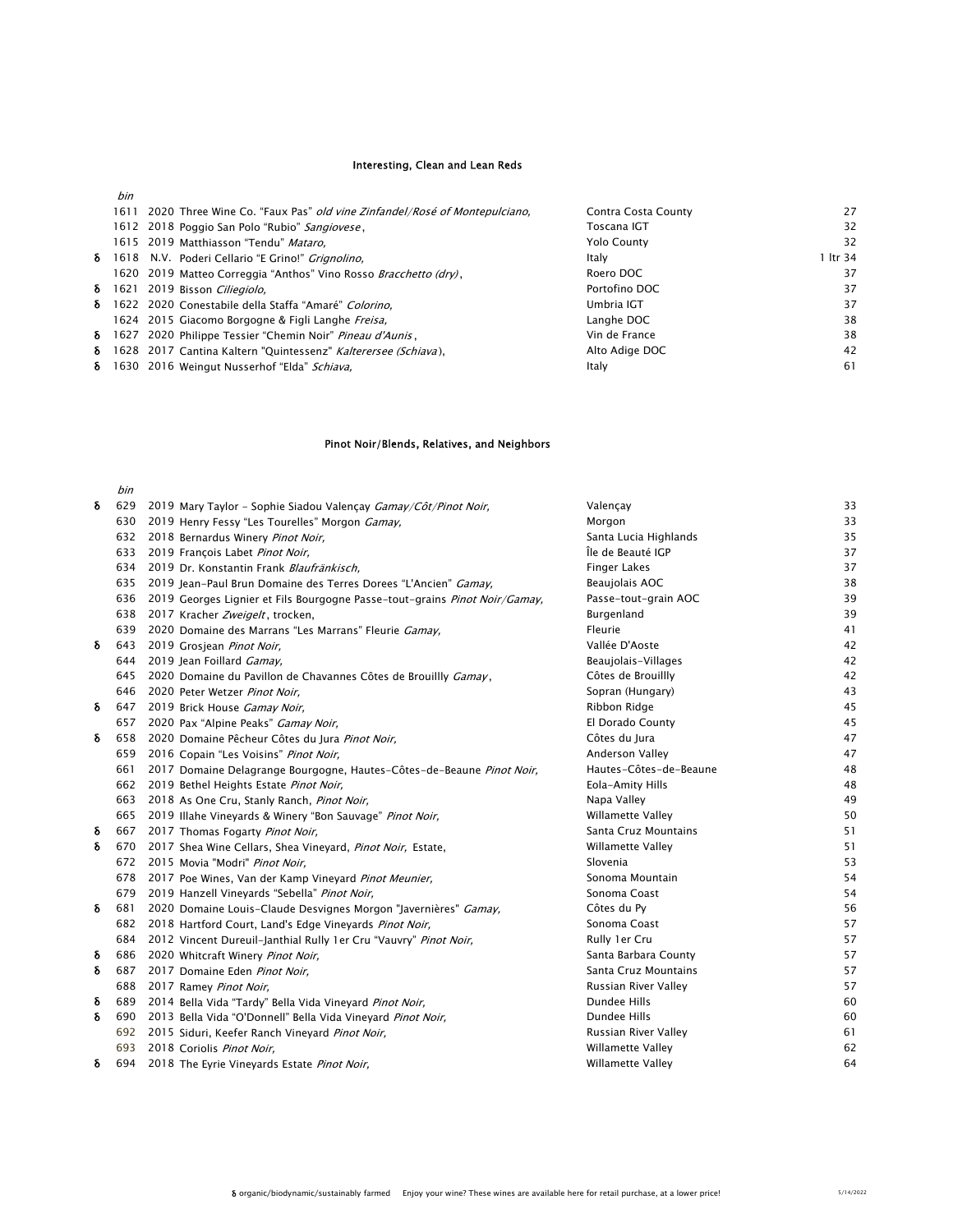## Interesting, Clean and Lean Reds

| | bin | | | |
|---|---|---|---|---|
| | 1611 | 2020 Three Wine Co. “Faux Pas” *old vine Zinfandel/Rosé of Montepulciano,* | Contra Costa County | 27 |
| | 1612 | 2018 Poggio San Polo “Rubio” *Sangiovese*, | Toscana IGT | 32 |
| | 1615 | 2019 Matthiasson “Tendu” *Mataro,* | Yolo County | 32 |
| δ | 1618 | N.V. Poderi Cellario “E Grino!” *Grignolino,* | Italy | 1 ltr 34 |
| | 1620 | 2019 Matteo Correggia “Anthos” Vino Rosso *Bracchetto (dry)*, | Roero DOC | 37 |
| δ | 1621 | 2019 Bisson *Ciliegiolo,* | Portofino DOC | 37 |
| δ | 1622 | 2020 Conestabile della Staffa “Amaré” *Colorino,* | Umbria IGT | 37 |
| | 1624 | 2015 Giacomo Borgogne & Figli Langhe *Freisa,* | Langhe DOC | 38 |
| δ | 1627 | 2020 Philippe Tessier “Chemin Noir” *Pineau d'Aunis*, | Vin de France | 38 |
| δ | 1628 | 2017 Cantina Kaltern "Quintessenz" *Kalterersee (Schiava*), | Alto Adige DOC | 42 |
| δ | 1630 | 2016 Weingut Nusserhof “Elda” *Schiava,* | Italy | 61 |

## Pinot Noir/Blends, Relatives, and Neighbors

| | bin | | | |
|---|---|---|---|---|
| δ | 629 | 2019 Mary Taylor - Sophie Siadou Valençay *Gamay/Côt/Pinot Noir,* | Valençay | 33 |
| | 630 | 2019 Henry Fessy “Les Tourelles” Morgon *Gamay,* | Morgon | 33 |
| | 632 | 2018 Bernardus Winery *Pinot Noir,* | Santa Lucia Highlands | 35 |
| | 633 | 2019 François Labet *Pinot Noir,* | Île de Beauté IGP | 37 |
| | 634 | 2019 Dr. Konstantin Frank *Blaufränkisch,* | Finger Lakes | 37 |
| | 635 | 2019 Jean-Paul Brun Domaine des Terres Dorees “L'Ancien” *Gamay,* | Beaujolais AOC | 38 |
| | 636 | 2019 Georges Lignier et Fils Bourgogne Passe-tout-grains *Pinot Noir/Gamay,* | Passe-tout-grain AOC | 39 |
| | 638 | 2017 Kracher *Zweigelt*, trocken, | Burgenland | 39 |
| | 639 | 2020 Domaine des Marrans “Les Marrans” Fleurie *Gamay,* | Fleurie | 41 |
| δ | 643 | 2019 Grosjean *Pinot Noir,* | Vallée D'Aoste | 42 |
| | 644 | 2019 Jean Foillard *Gamay,* | Beaujolais-Villages | 42 |
| | 645 | 2020 Domaine du Pavillon de Chavannes Côtes de Brouillly *Gamay*, | Côtes de Brouillly | 42 |
| | 646 | 2020 Peter Wetzer *Pinot Noir,* | Sopran (Hungary) | 43 |
| δ | 647 | 2019 Brick House *Gamay Noir,* | Ribbon Ridge | 45 |
| | 657 | 2020 Pax “Alpine Peaks” *Gamay Noir,* | El Dorado County | 45 |
| δ | 658 | 2020 Domaine Pêcheur Côtes du Jura *Pinot Noir,* | Côtes du Jura | 47 |
| | 659 | 2016 Copain “Les Voisins” *Pinot Noir,* | Anderson Valley | 47 |
| | 661 | 2017 Domaine Delagrange Bourgogne, Hautes-Côtes-de-Beaune *Pinot Noir,* | Hautes-Côtes-de-Beaune | 48 |
| | 662 | 2019 Bethel Heights Estate *Pinot Noir,* | Eola-Amity Hills | 48 |
| | 663 | 2018 As One Cru, Stanly Ranch, *Pinot Noir,* | Napa Valley | 49 |
| | 665 | 2019 Illahe Vineyards & Winery “Bon Sauvage” *Pinot Noir,* | Willamette Valley | 50 |
| δ | 667 | 2017 Thomas Fogarty *Pinot Noir,* | Santa Cruz Mountains | 51 |
| δ | 670 | 2017 Shea Wine Cellars, Shea Vineyard, *Pinot Noir,* Estate, | Willamette Valley | 51 |
| | 672 | 2015 Movia "Modri" *Pinot Noir,* | Slovenia | 53 |
| | 678 | 2017 Poe Wines, Van der Kamp Vineyard *Pinot Meunier,* | Sonoma Mountain | 54 |
| | 679 | 2019 Hanzell Vineyards “Sebella” *Pinot Noir,* | Sonoma Coast | 54 |
| δ | 681 | 2020 Domaine Louis-Claude Desvignes Morgon "Javernières" *Gamay,* | Côtes du Py | 56 |
| | 682 | 2018 Hartford Court, Land's Edge Vineyards *Pinot Noir,* | Sonoma Coast | 57 |
| | 684 | 2012 Vincent Dureuil-Janthial Rully 1er Cru “Vauvry” *Pinot Noir,* | Rully 1er Cru | 57 |
| δ | 686 | 2020 Whitcraft Winery *Pinot Noir,* | Santa Barbara County | 57 |
| δ | 687 | 2017 Domaine Eden *Pinot Noir,* | Santa Cruz Mountains | 57 |
| | 688 | 2017 Ramey *Pinot Noir,* | Russian River Valley | 57 |
| δ | 689 | 2014 Bella Vida “Tardy” Bella Vida Vineyard *Pinot Noir,* | Dundee Hills | 60 |
| δ | 690 | 2013 Bella Vida “O'Donnell” Bella Vida Vineyard *Pinot Noir,* | Dundee Hills | 60 |
| | 692 | 2015 Siduri, Keefer Ranch Vineyard *Pinot Noir,* | Russian River Valley | 61 |
| | 693 | 2018 Coriolis *Pinot Noir,* | Willamette Valley | 62 |
| δ | 694 | 2018 The Eyrie Vineyards Estate *Pinot Noir,* | Willamette Valley | 64 |

δ organic/biodynamic/sustainably farmed    Enjoy your wine? These wines are available here for retail purchase, at a lower price!    5/14/2022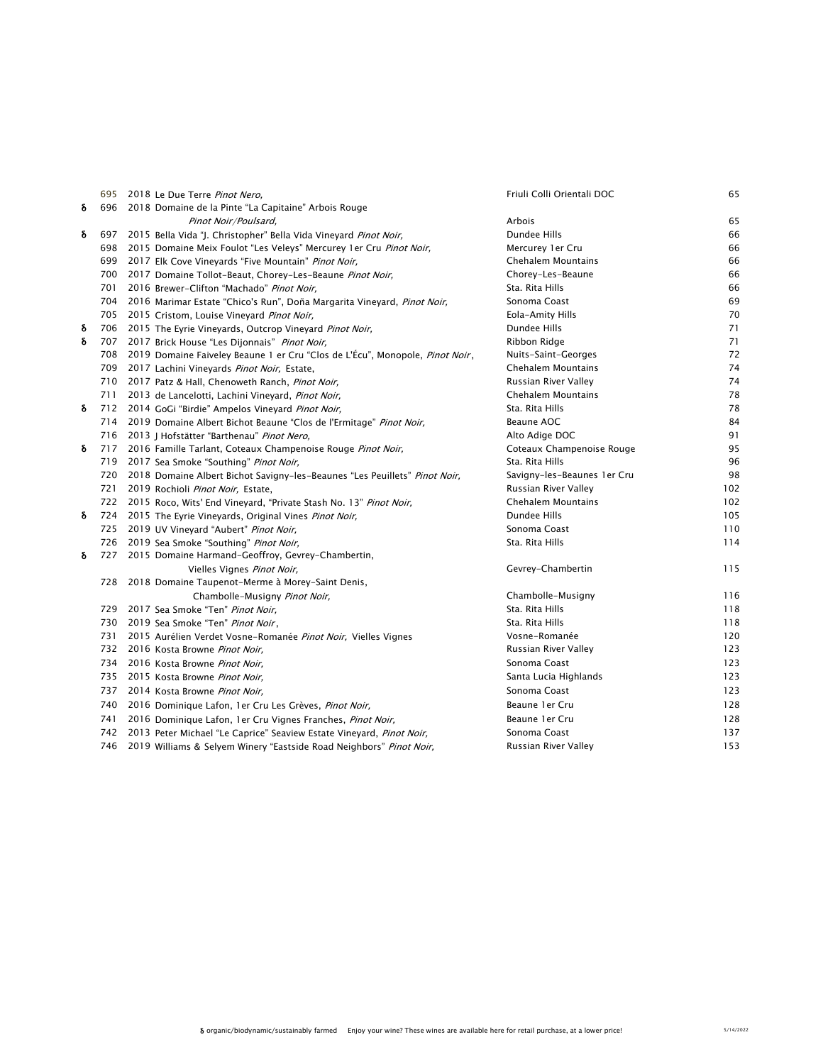| | | | | |
|---|---|---|---|---|
| | 695 | 2018 Le Due Terre *Pinot Nero,* | Friuli Colli Orientali DOC | 65 |
| δ | 696 | 2018 Domaine de la Pinte "La Capitaine" Arbois Rouge *Pinot Noir/Poulsard,* | Arbois | 65 |
| δ | 697 | 2015 Bella Vida "J. Christopher" Bella Vida Vineyard *Pinot Noir,* | Dundee Hills | 66 |
| | 698 | 2015 Domaine Meix Foulot "Les Veleys" Mercurey 1er Cru *Pinot Noir,* | Mercurey 1er Cru | 66 |
| | 699 | 2017 Elk Cove Vineyards "Five Mountain" *Pinot Noir,* | Chehalem Mountains | 66 |
| | 700 | 2017 Domaine Tollot-Beaut, Chorey-Les-Beaune *Pinot Noir,* | Chorey-Les-Beaune | 66 |
| | 701 | 2016 Brewer-Clifton "Machado" *Pinot Noir,* | Sta. Rita Hills | 66 |
| | 704 | 2016 Marimar Estate "Chico's Run", Doña Margarita Vineyard, *Pinot Noir,* | Sonoma Coast | 69 |
| | 705 | 2015 Cristom, Louise Vineyard *Pinot Noir,* | Eola-Amity Hills | 70 |
| δ | 706 | 2015 The Eyrie Vineyards, Outcrop Vineyard *Pinot Noir,* | Dundee Hills | 71 |
| δ | 707 | 2017 Brick House "Les Dijonnais" *Pinot Noir,* | Ribbon Ridge | 71 |
| | 708 | 2019 Domaine Faiveley Beaune 1 er Cru "Clos de L'Écu", Monopole, *Pinot Noir*, | Nuits-Saint-Georges | 72 |
| | 709 | 2017 Lachini Vineyards *Pinot Noir,* Estate, | Chehalem Mountains | 74 |
| | 710 | 2017 Patz & Hall, Chenoweth Ranch, *Pinot Noir,* | Russian River Valley | 74 |
| | 711 | 2013 de Lancelotti, Lachini Vineyard, *Pinot Noir,* | Chehalem Mountains | 78 |
| δ | 712 | 2014 GoGi "Birdie" Ampelos Vineyard *Pinot Noir,* | Sta. Rita Hills | 78 |
| | 714 | 2019 Domaine Albert Bichot Beaune "Clos de l'Ermitage" *Pinot Noir,* | Beaune AOC | 84 |
| | 716 | 2013 J Hofstätter "Barthenau" *Pinot Nero,* | Alto Adige DOC | 91 |
| δ | 717 | 2016 Famille Tarlant, Coteaux Champenoise Rouge *Pinot Noir,* | Coteaux Champenoise Rouge | 95 |
| | 719 | 2017 Sea Smoke "Southing" *Pinot Noir,* | Sta. Rita Hills | 96 |
| | 720 | 2018 Domaine Albert Bichot Savigny-les-Beaunes "Les Peuillets" *Pinot Noir,* | Savigny-les-Beaunes 1er Cru | 98 |
| | 721 | 2019 Rochioli *Pinot Noir,* Estate, | Russian River Valley | 102 |
| | 722 | 2015 Roco, Wits' End Vineyard, "Private Stash No. 13" *Pinot Noir,* | Chehalem Mountains | 102 |
| δ | 724 | 2015 The Eyrie Vineyards, Original Vines *Pinot Noir,* | Dundee Hills | 105 |
| | 725 | 2019 UV Vineyard "Aubert" *Pinot Noir,* | Sonoma Coast | 110 |
| | 726 | 2019 Sea Smoke "Southing" *Pinot Noir,* | Sta. Rita Hills | 114 |
| δ | 727 | 2015 Domaine Harmand-Geoffroy, Gevrey-Chambertin, Vielles Vignes *Pinot Noir,* | Gevrey-Chambertin | 115 |
| | 728 | 2018 Domaine Taupenot-Merme à Morey-Saint Denis, Chambolle-Musigny *Pinot Noir,* | Chambolle-Musigny | 116 |
| | 729 | 2017 Sea Smoke "Ten" *Pinot Noir,* | Sta. Rita Hills | 118 |
| | 730 | 2019 Sea Smoke "Ten" *Pinot Noir*, | Sta. Rita Hills | 118 |
| | 731 | 2015 Aurélien Verdet Vosne-Romanée *Pinot Noir,* Vielles Vignes | Vosne-Romanée | 120 |
| | 732 | 2016 Kosta Browne *Pinot Noir,* | Russian River Valley | 123 |
| | 734 | 2016 Kosta Browne *Pinot Noir,* | Sonoma Coast | 123 |
| | 735 | 2015 Kosta Browne *Pinot Noir,* | Santa Lucia Highlands | 123 |
| | 737 | 2014 Kosta Browne *Pinot Noir,* | Sonoma Coast | 123 |
| | 740 | 2016 Dominique Lafon, 1er Cru Les Grèves, *Pinot Noir,* | Beaune 1er Cru | 128 |
| | 741 | 2016 Dominique Lafon, 1er Cru Vignes Franches, *Pinot Noir,* | Beaune 1er Cru | 128 |
| | 742 | 2013 Peter Michael "Le Caprice" Seaview Estate Vineyard, *Pinot Noir,* | Sonoma Coast | 137 |
| | 746 | 2019 Williams & Selyem Winery "Eastside Road Neighbors" *Pinot Noir,* | Russian River Valley | 153 |

δ organic/biodynamic/sustainably farmed    Enjoy your wine? These wines are available here for retail purchase, at a lower price!    5/14/2022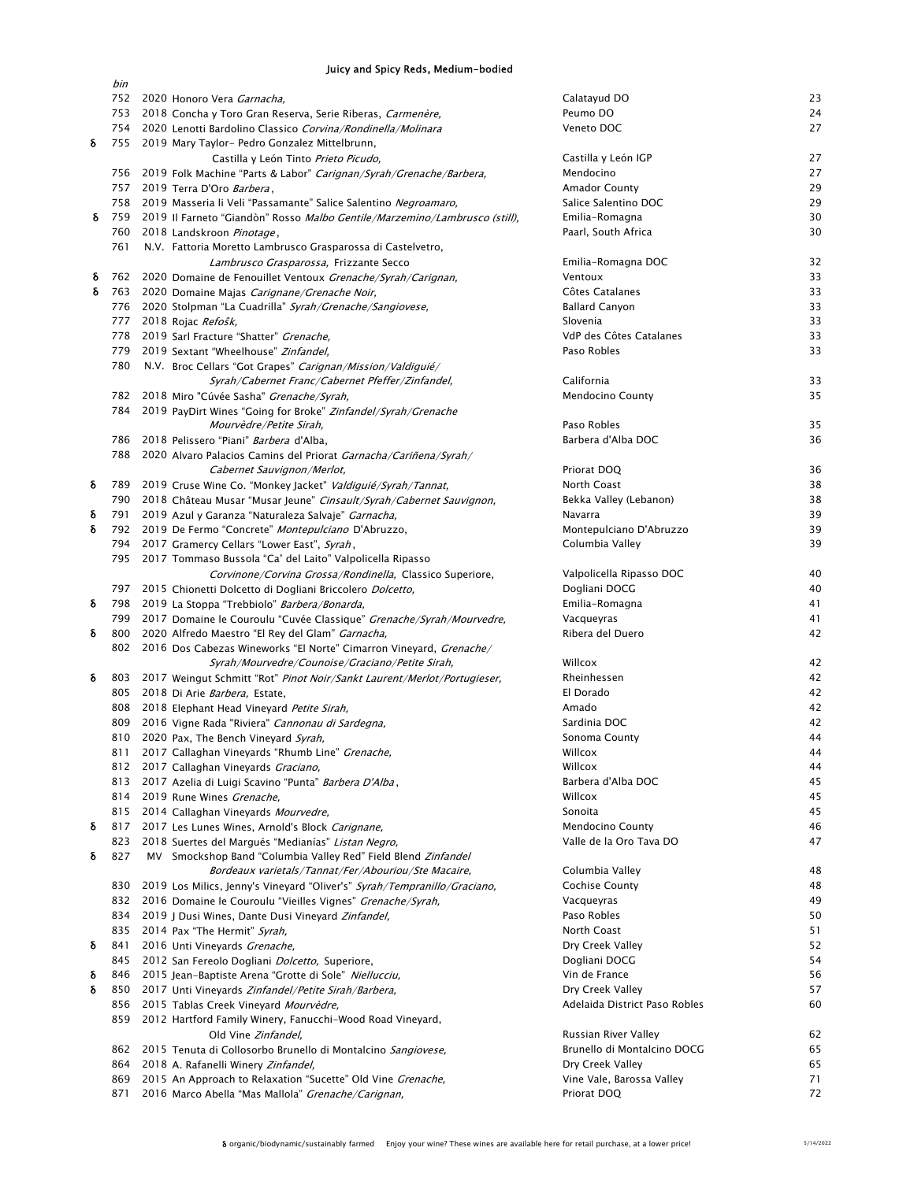## Juicy and Spicy Reds, Medium-bodied

| | bin | | | |
|---|---|---|---|---|
| | 752 | 2020 Honoro Vera *Garnacha,* | Calatayud DO | 23 |
| | 753 | 2018 Concha y Toro Gran Reserva, Serie Riberas, *Carmenère,* | Peumo DO | 24 |
| | 754 | 2020 Lenotti Bardolino Classico *Corvina/Rondinella/Molinara* | Veneto DOC | 27 |
| δ | 755 | 2019 Mary Taylor- Pedro Gonzalez Mittelbrunn, Castilla y León Tinto *Prieto Picudo,* | Castilla y León IGP | 27 |
| | 756 | 2019 Folk Machine "Parts & Labor" *Carignan/Syrah/Grenache/Barbera,* | Mendocino | 27 |
| | 757 | 2019 Terra D'Oro *Barbera* , | Amador County | 29 |
| | 758 | 2019 Masseria li Veli "Passamante" Salice Salentino *Negroamaro,* | Salice Salentino DOC | 29 |
| δ | 759 | 2019 Il Farneto "Giandòn" Rosso *Malbo Gentile/Marzemino/Lambrusco (still),* | Emilia-Romagna | 30 |
| | 760 | 2018 Landskroon *Pinotage* , | Paarl, South Africa | 30 |
| | 761 | N.V. Fattoria Moretto Lambrusco Grasparossa di Castelvetro, *Lambrusco Grasparossa,* Frizzante Secco | Emilia-Romagna DOC | 32 |
| δ | 762 | 2020 Domaine de Fenouillet Ventoux *Grenache/Syrah/Carignan,* | Ventoux | 33 |
| δ | 763 | 2020 Domaine Majas *Carignane/Grenache Noir,* | Côtes Catalanes | 33 |
| | 776 | 2020 Stolpman "La Cuadrilla" *Syrah/Grenache/Sangiovese,* | Ballard Canyon | 33 |
| | 777 | 2018 Rojac *Refošk,* | Slovenia | 33 |
| | 778 | 2019 Sarl Fracture "Shatter" *Grenache,* | VdP des Côtes Catalanes | 33 |
| | 779 | 2019 Sextant "Wheelhouse" *Zinfandel,* | Paso Robles | 33 |
| | 780 | N.V. Broc Cellars "Got Grapes" *Carignan/Mission/Valdiguié/ Syrah/Cabernet Franc/Cabernet Pfeffer/Zinfandel,* | California | 33 |
| | 782 | 2018 Miro "Cúvée Sasha" *Grenache/Syrah,* | Mendocino County | 35 |
| | 784 | 2019 PayDirt Wines "Going for Broke" *Zinfandel/Syrah/Grenache Mourvèdre/Petite Sirah,* | Paso Robles | 35 |
| | 786 | 2018 Pelissero "Piani" *Barbera* d'Alba, | Barbera d'Alba DOC | 36 |
| | 788 | 2020 Alvaro Palacios Camins del Priorat *Garnacha/Cariñena/Syrah/ Cabernet Sauvignon/Merlot,* | Priorat DOQ | 36 |
| δ | 789 | 2019 Cruse Wine Co. "Monkey Jacket" *Valdiguié/Syrah/Tannat,* | North Coast | 38 |
| | 790 | 2018 Château Musar "Musar Jeune" *Cinsault/Syrah/Cabernet Sauvignon,* | Bekka Valley (Lebanon) | 38 |
| δ | 791 | 2019 Azul y Garanza "Naturaleza Salvaje" *Garnacha,* | Navarra | 39 |
| δ | 792 | 2019 De Fermo "Concrete" *Montepulciano* D'Abruzzo, | Montepulciano D'Abruzzo | 39 |
| | 794 | 2017 Gramercy Cellars "Lower East", *Syrah* , | Columbia Valley | 39 |
| | 795 | 2017 Tommaso Bussola "Ca' del Laito" Valpolicella Ripasso *Corvinone/Corvina Grossa/Rondinella,* Classico Superiore, | Valpolicella Ripasso DOC | 40 |
| | 797 | 2015 Chionetti Dolcetto di Dogliani Briccolero *Dolcetto,* | Dogliani DOCG | 40 |
| δ | 798 | 2019 La Stoppa "Trebbiolo" *Barbera/Bonarda,* | Emilia-Romagna | 41 |
| | 799 | 2017 Domaine le Couroulu "Cuvée Classique" *Grenache/Syrah/Mourvedre,* | Vacqueyras | 41 |
| δ | 800 | 2020 Alfredo Maestro "El Rey del Glam" *Garnacha,* | Ribera del Duero | 42 |
| | 802 | 2016 Dos Cabezas Wineworks "El Norte" Cimarron Vineyard, *Grenache/ Syrah/Mourvedre/Counoise/Graciano/Petite Sirah,* | Willcox | 42 |
| δ | 803 | 2017 Weingut Schmitt "Rot" *Pinot Noir/Sankt Laurent/Merlot/Portugieser,* | Rheinhessen | 42 |
| | 805 | 2018 Di Arie *Barbera,* Estate, | El Dorado | 42 |
| | 808 | 2018 Elephant Head Vineyard *Petite Sirah,* | Amado | 42 |
| | 809 | 2016 Vigne Rada "Riviera" *Cannonau di Sardegna,* | Sardinia DOC | 42 |
| | 810 | 2020 Pax, The Bench Vineyard *Syrah,* | Sonoma County | 44 |
| | 811 | 2017 Callaghan Vineyards "Rhumb Line" *Grenache,* | Willcox | 44 |
| | 812 | 2017 Callaghan Vineyards *Graciano,* | Willcox | 44 |
| | 813 | 2017 Azelia di Luigi Scavino "Punta" *Barbera D'Alba* , | Barbera d'Alba DOC | 45 |
| | 814 | 2019 Rune Wines *Grenache,* | Willcox | 45 |
| | 815 | 2014 Callaghan Vineyards *Mourvedre,* | Sonoita | 45 |
| δ | 817 | 2017 Les Lunes Wines, Arnold's Block *Carignane,* | Mendocino County | 46 |
| | 823 | 2018 Suertes del Marqués "Medianías" *Listan Negro,* | Valle de la Oro Tava DO | 47 |
| δ | 827 | MV Smockshop Band "Columbia Valley Red" Field Blend *Zinfandel Bordeaux varietals/Tannat/Fer/Abouriou/Ste Macaire,* | Columbia Valley | 48 |
| | 830 | 2019 Los Milics, Jenny's Vineyard "Oliver's" *Syrah/Tempranillo/Graciano,* | Cochise County | 48 |
| | 832 | 2016 Domaine le Couroulu "Vieilles Vignes" *Grenache/Syrah,* | Vacqueyras | 49 |
| | 834 | 2019 J Dusi Wines, Dante Dusi Vineyard *Zinfandel,* | Paso Robles | 50 |
| | 835 | 2014 Pax "The Hermit" *Syrah,* | North Coast | 51 |
| δ | 841 | 2016 Unti Vineyards *Grenache,* | Dry Creek Valley | 52 |
| | 845 | 2012 San Fereolo Dogliani *Dolcetto,* Superiore, | Dogliani DOCG | 54 |
| δ | 846 | 2015 Jean-Baptiste Arena "Grotte di Sole" *Niellucciu,* | Vin de France | 56 |
| δ | 850 | 2017 Unti Vineyards *Zinfandel/Petite Sirah/Barbera,* | Dry Creek Valley | 57 |
| | 856 | 2015 Tablas Creek Vineyard *Mourvèdre,* | Adelaida District Paso Robles | 60 |
| | 859 | 2012 Hartford Family Winery, Fanucchi-Wood Road Vineyard, Old Vine *Zinfandel,* | Russian River Valley | 62 |
| | 862 | 2015 Tenuta di Collosorbo Brunello di Montalcino *Sangiovese,* | Brunello di Montalcino DOCG | 65 |
| | 864 | 2018 A. Rafanelli Winery *Zinfandel,* | Dry Creek Valley | 65 |
| | 869 | 2015 An Approach to Relaxation "Sucette" Old Vine *Grenache,* | Vine Vale, Barossa Valley | 71 |
| | 871 | 2016 Marco Abella "Mas Mallola" *Grenache/Carignan,* | Priorat DOQ | 72 |

δ organic/biodynamic/sustainably farmed Enjoy your wine? These wines are available here for retail purchase, at a lower price!

5/14/2022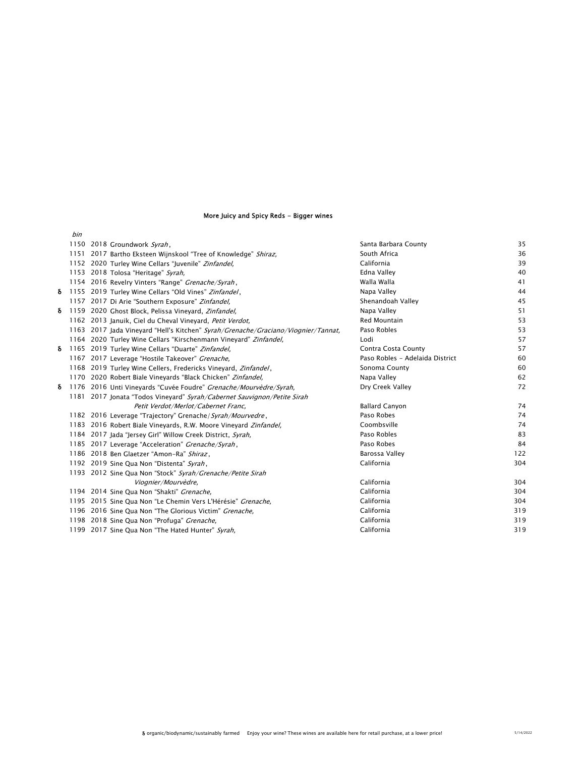## More Juicy and Spicy Reds - Bigger wines

| | *bin* | | | |
|---|---|---|---|---|
| | 1150 | 2018 Groundwork *Syrah*, | Santa Barbara County | 35 |
| | 1151 | 2017 Bartho Eksteen Wijnskool "Tree of Knowledge" *Shiraz,* | South Africa | 36 |
| | 1152 | 2020 Turley Wine Cellars "Juvenile" *Zinfandel,* | California | 39 |
| | 1153 | 2018 Tolosa "Heritage" *Syrah,* | Edna Valley | 40 |
| | 1154 | 2016 Revelry Vinters "Range" *Grenache/Syrah*, | Walla Walla | 41 |
| δ | 1155 | 2019 Turley Wine Cellars "Old Vines" *Zinfandel*, | Napa Valley | 44 |
| | 1157 | 2017 Di Arie "Southern Exposure" *Zinfandel,* | Shenandoah Valley | 45 |
| δ | 1159 | 2020 Ghost Block, Pelissa Vineyard, *Zinfandel,* | Napa Valley | 51 |
| | 1162 | 2013 Januik, Ciel du Cheval Vineyard, *Petit Verdot,* | Red Mountain | 53 |
| | 1163 | 2017 Jada Vineyard "Hell's Kitchen" *Syrah/Grenache/Graciano/Viognier/Tannat,* | Paso Robles | 53 |
| | 1164 | 2020 Turley Wine Cellars "Kirschenmann Vineyard" *Zinfandel,* | Lodi | 57 |
| δ | 1165 | 2019 Turley Wine Cellars "Duarte" *Zinfandel,* | Contra Costa County | 57 |
| | 1167 | 2017 Leverage "Hostile Takeover" *Grenache,* | Paso Robles - Adelaida District | 60 |
| | 1168 | 2019 Turley Wine Cellers, Fredericks Vineyard, *Zinfandel*, | Sonoma County | 60 |
| | 1170 | 2020 Robert Biale Vineyards "Black Chicken" *Zinfandel,* | Napa Valley | 62 |
| δ | 1176 | 2016 Unti Vineyards "Cuvée Foudre" *Grenache/Mourvèdre/Syrah,* | Dry Creek Valley | 72 |
| | 1181 | 2017 Jonata "Todos Vineyard" *Syrah/Cabernet Sauvignon/Petite Sirah Petit Verdot/Merlot/Cabernet Franc,* | Ballard Canyon | 74 |
| | 1182 | 2016 Leverage "Trajectory" Grenache/*Syrah/Mourvedre*, | Paso Robes | 74 |
| | 1183 | 2016 Robert Biale Vineyards, R.W. Moore Vineyard *Zinfandel,* | Coombsville | 74 |
| | 1184 | 2017 Jada "Jersey Girl" Willow Creek District, *Syrah,* | Paso Robles | 83 |
| | 1185 | 2017 Leverage "Acceleration" *Grenache/Syrah*, | Paso Robes | 84 |
| | 1186 | 2018 Ben Glaetzer "Amon-Ra" *Shiraz*, | Barossa Valley | 122 |
| | 1192 | 2019 Sine Qua Non "Distenta" *Syrah*, | California | 304 |
| | 1193 | 2012 Sine Qua Non "Stock" *Syrah/Grenache/Petite Sirah Viognier/Mourvèdre,* | California | 304 |
| | 1194 | 2014 Sine Qua Non "Shakti" *Grenache,* | California | 304 |
| | 1195 | 2015 Sine Qua Non "Le Chemin Vers L'Hérésie" *Grenache,* | California | 304 |
| | 1196 | 2016 Sine Qua Non "The Glorious Victim" *Grenache,* | California | 319 |
| | 1198 | 2018 Sine Qua Non "Profuga" *Grenache,* | California | 319 |
| | 1199 | 2017 Sine Qua Non "The Hated Hunter" *Syrah,* | California | 319 |

δ organic/biodynamic/sustainably farmed    Enjoy your wine? These wines are available here for retail purchase, at a lower price!

5/14/2022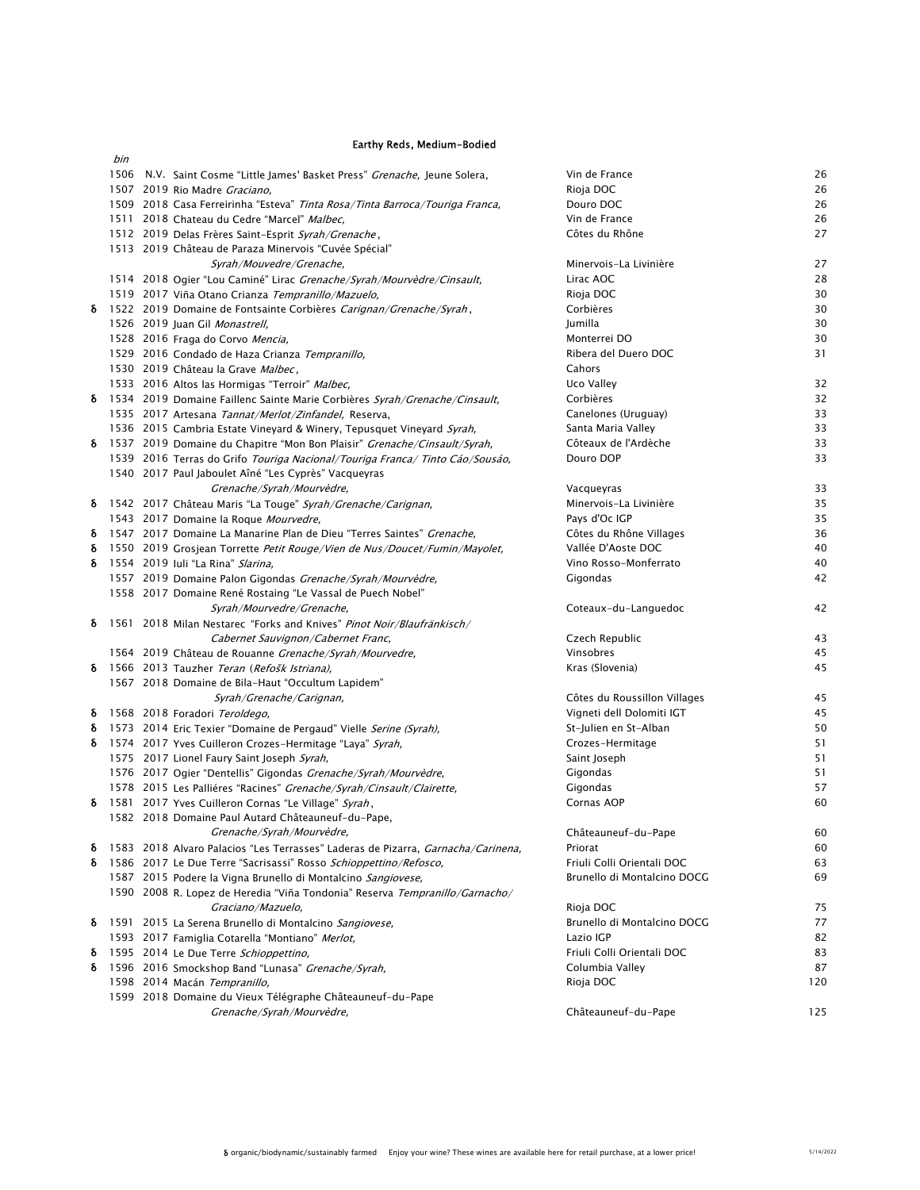## Earthy Reds, Medium-Bodied

| | bin | | | |
|---|---|---|---|---|
| | 1506 | N.V. Saint Cosme "Little James' Basket Press" *Grenache*, Jeune Solera, | Vin de France | 26 |
| | 1507 | 2019 Rio Madre *Graciano*, | Rioja DOC | 26 |
| | 1509 | 2018 Casa Ferreirinha "Esteva" *Tinta Rosa/Tinta Barroca/Touriga Franca*, | Douro DOC | 26 |
| | 1511 | 2018 Chateau du Cedre "Marcel" *Malbec*, | Vin de France | 26 |
| | 1512 | 2019 Delas Frères Saint-Esprit *Syrah/Grenache*, | Côtes du Rhône | 27 |
| | 1513 | 2019 Château de Paraza Minervois "Cuvée Spécial" *Syrah/Mouvedre/Grenache*, | Minervois-La Livinière | 27 |
| | 1514 | 2018 Ogier "Lou Caminé" Lirac *Grenache/Syrah/Mourvèdre/Cinsault*, | Lirac AOC | 28 |
| | 1519 | 2017 Viña Otano Crianza *Tempranillo/Mazuelo*, | Rioja DOC | 30 |
| δ | 1522 | 2019 Domaine de Fontsainte Corbières *Carignan/Grenache/Syrah*, | Corbières | 30 |
| | 1526 | 2019 Juan Gil *Monastrell*, | Jumilla | 30 |
| | 1528 | 2016 Fraga do Corvo *Mencia*, | Monterrei DO | 30 |
| | 1529 | 2016 Condado de Haza Crianza *Tempranillo*, | Ribera del Duero DOC | 31 |
| | 1530 | 2019 Château la Grave *Malbec*, | Cahors | |
| | 1533 | 2016 Altos las Hormigas "Terroir" *Malbec*, | Uco Valley | 32 |
| δ | 1534 | 2019 Domaine Faillenc Sainte Marie Corbières *Syrah/Grenache/Cinsault*, | Corbières | 32 |
| | 1535 | 2017 Artesana *Tannat/Merlot/Zinfandel*, Reserva, | Canelones (Uruguay) | 33 |
| | 1536 | 2015 Cambria Estate Vineyard & Winery, Tepusquet Vineyard *Syrah*, | Santa Maria Valley | 33 |
| δ | 1537 | 2019 Domaine du Chapitre "Mon Bon Plaisir" *Grenache/Cinsault/Syrah*, | Côteaux de l'Ardèche | 33 |
| | 1539 | 2016 Terras do Grifo *Touriga Nacional/Touriga Franca/ Tinto Cáo/Sousáo*, | Douro DOP | 33 |
| | 1540 | 2017 Paul Jaboulet Aîné "Les Cyprès" Vacqueyras *Grenache/Syrah/Mourvèdre*, | Vacqueyras | 33 |
| δ | 1542 | 2017 Château Maris "La Touge" *Syrah/Grenache/Carignan*, | Minervois-La Livinière | 35 |
| | 1543 | 2017 Domaine la Roque *Mourvedre*, | Pays d'Oc IGP | 35 |
| δ | 1547 | 2017 Domaine La Manarine Plan de Dieu "Terres Saintes" *Grenache*, | Côtes du Rhône Villages | 36 |
| δ | 1550 | 2019 Grosjean Torrette *Petit Rouge/Vien de Nus/Doucet/Fumin/Mayolet*, | Vallée D'Aoste DOC | 40 |
| δ | 1554 | 2019 Iuli "La Rina" *Slarina*, | Vino Rosso-Monferrato | 40 |
| | 1557 | 2019 Domaine Palon Gigondas *Grenache/Syrah/Mourvèdre*, | Gigondas | 42 |
| | 1558 | 2017 Domaine René Rostaing "Le Vassal de Puech Nobel" *Syrah/Mourvedre/Grenache*, | Coteaux-du-Languedoc | 42 |
| δ | 1561 | 2018 Milan Nestarec "Forks and Knives" *Pinot Noir/Blaufränkisch/ Cabernet Sauvignon/Cabernet Franc*, | Czech Republic | 43 |
| | 1564 | 2019 Château de Rouanne *Grenache/Syrah/Mourvedre*, | Vinsobres | 45 |
| δ | 1566 | 2013 Tauzher *Teran* (*Refošk Istriana*), | Kras (Slovenia) | 45 |
| | 1567 | 2018 Domaine de Bila-Haut "Occultum Lapidem" *Syrah/Grenache/Carignan*, | Côtes du Roussillon Villages | 45 |
| δ | 1568 | 2018 Foradori *Teroldego*, | Vigneti dell Dolomiti IGT | 45 |
| δ | 1573 | 2014 Eric Texier "Domaine de Pergaud" Vielle *Serine (Syrah)*, | St-Julien en St-Alban | 50 |
| δ | 1574 | 2017 Yves Cuilleron Crozes-Hermitage "Laya" *Syrah*, | Crozes-Hermitage | 51 |
| | 1575 | 2017 Lionel Faury Saint Joseph *Syrah*, | Saint Joseph | 51 |
| | 1576 | 2017 Ogier "Dentellis" Gigondas *Grenache/Syrah/Mourvèdre*, | Gigondas | 51 |
| | 1578 | 2015 Les Palliéres "Racines" *Grenache/Syrah/Cinsault/Clairette*, | Gigondas | 57 |
| δ | 1581 | 2017 Yves Cuilleron Cornas "Le Village" *Syrah*, | Cornas AOP | 60 |
| | 1582 | 2018 Domaine Paul Autard Châteauneuf-du-Pape, *Grenache/Syrah/Mourvèdre*, | Châteauneuf-du-Pape | 60 |
| δ | 1583 | 2018 Alvaro Palacios "Les Terrasses" Laderas de Pizarra, *Garnacha/Carinena*, | Priorat | 60 |
| δ | 1586 | 2017 Le Due Terre "Sacrisassi" Rosso *Schioppettino/Refosco*, | Friuli Colli Orientali DOC | 63 |
| | 1587 | 2015 Podere la Vigna Brunello di Montalcino *Sangiovese*, | Brunello di Montalcino DOCG | 69 |
| | 1590 | 2008 R. Lopez de Heredia "Viña Tondonia" Reserva *Tempranillo/Garnacho/ Graciano/Mazuelo*, | Rioja DOC | 75 |
| δ | 1591 | 2015 La Serena Brunello di Montalcino *Sangiovese*, | Brunello di Montalcino DOCG | 77 |
| | 1593 | 2017 Famiglia Cotarella "Montiano" *Merlot*, | Lazio IGP | 82 |
| δ | 1595 | 2014 Le Due Terre *Schioppettino*, | Friuli Colli Orientali DOC | 83 |
| δ | 1596 | 2016 Smockshop Band "Lunasa" *Grenache/Syrah*, | Columbia Valley | 87 |
| | 1598 | 2014 Macán *Tempranillo*, | Rioja DOC | 120 |
| | 1599 | 2018 Domaine du Vieux Télégraphe Châteauneuf-du-Pape *Grenache/Syrah/Mourvèdre*, | Châteauneuf-du-Pape | 125 |

δ organic/biodynamic/sustainably farmed  Enjoy your wine? These wines are available here for retail purchase, at a lower price!  5/14/2022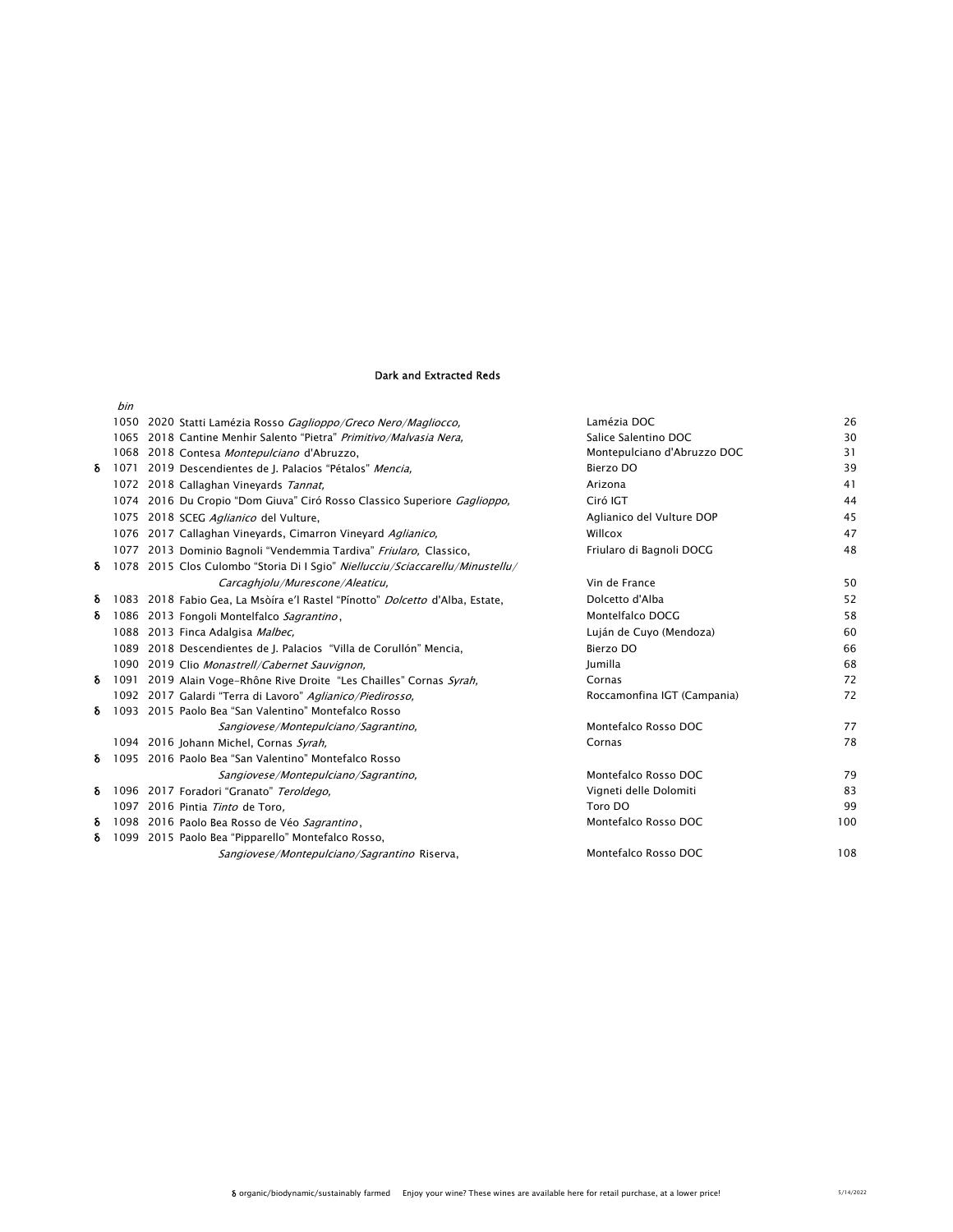## Dark and Extracted Reds

| | bin | | | |
|---|---|---|---|---|
| | 1050 | 2020 Statti Lamézia Rosso *Gaglioppo/Greco Nero/Magliocco,* | Lamézia DOC | 26 |
| | 1065 | 2018 Cantine Menhir Salento "Pietra" *Primitivo/Malvasia Nera,* | Salice Salentino DOC | 30 |
| | 1068 | 2018 Contesa *Montepulciano* d'Abruzzo, | Montepulciano d'Abruzzo DOC | 31 |
| δ | 1071 | 2019 Descendientes de J. Palacios "Pétalos" *Mencia,* | Bierzo DO | 39 |
| | 1072 | 2018 Callaghan Vineyards *Tannat,* | Arizona | 41 |
| | 1074 | 2016 Du Cropio "Dom Giuva" Ciró Rosso Classico Superiore *Gaglioppo,* | Ciró IGT | 44 |
| | 1075 | 2018 SCEG *Aglianico* del Vulture, | Aglianico del Vulture DOP | 45 |
| | 1076 | 2017 Callaghan Vineyards, Cimarron Vineyard *Aglianico,* | Willcox | 47 |
| | 1077 | 2013 Dominio Bagnoli "Vendemmia Tardiva" *Friularo,* Classico, | Friularo di Bagnoli DOCG | 48 |
| δ | 1078 | 2015 Clos Culombo "Storia Di I Sgio" *Niellucciu/Sciaccarellu/Minustellu/ Carcaghjolu/Murescone/Aleaticu,* | Vin de France | 50 |
| δ | 1083 | 2018 Fabio Gea, La Msòira e'l Rastel "Pínotto" *Dolcetto* d'Alba, Estate, | Dolcetto d'Alba | 52 |
| δ | 1086 | 2013 Fongoli Montelfalco *Sagrantino* , | Montelfalco DOCG | 58 |
| | 1088 | 2013 Finca Adalgisa *Malbec,* | Luján de Cuyo (Mendoza) | 60 |
| | 1089 | 2018 Descendientes de J. Palacios "Villa de Corullón" Mencia, | Bierzo DO | 66 |
| | 1090 | 2019 Clio *Monastrell/Cabernet Sauvignon,* | Jumilla | 68 |
| δ | 1091 | 2019 Alain Voge-Rhône Rive Droite "Les Chailles" Cornas *Syrah,* | Cornas | 72 |
| | 1092 | 2017 Galardi "Terra di Lavoro" *Aglianico/Piedirosso,* | Roccamonfina IGT (Campania) | 72 |
| δ | 1093 | 2015 Paolo Bea "San Valentino" Montefalco Rosso *Sangiovese/Montepulciano/Sagrantino,* | Montefalco Rosso DOC | 77 |
| | 1094 | 2016 Johann Michel, Cornas *Syrah,* | Cornas | 78 |
| δ | 1095 | 2016 Paolo Bea "San Valentino" Montefalco Rosso *Sangiovese/Montepulciano/Sagrantino,* | Montefalco Rosso DOC | 79 |
| δ | 1096 | 2017 Foradori "Granato" *Teroldego,* | Vigneti delle Dolomiti | 83 |
| | 1097 | 2016 Pintia *Tinto* de Toro, | Toro DO | 99 |
| δ | 1098 | 2016 Paolo Bea Rosso de Véo *Sagrantino* , | Montefalco Rosso DOC | 100 |
| δ | 1099 | 2015 Paolo Bea "Pipparello" Montefalco Rosso, *Sangiovese/Montepulciano/Sagrantino* Riserva, | Montefalco Rosso DOC | 108 |

δ organic/biodynamic/sustainably farmed   Enjoy your wine? These wines are available here for retail purchase, at a lower price!

5/14/2022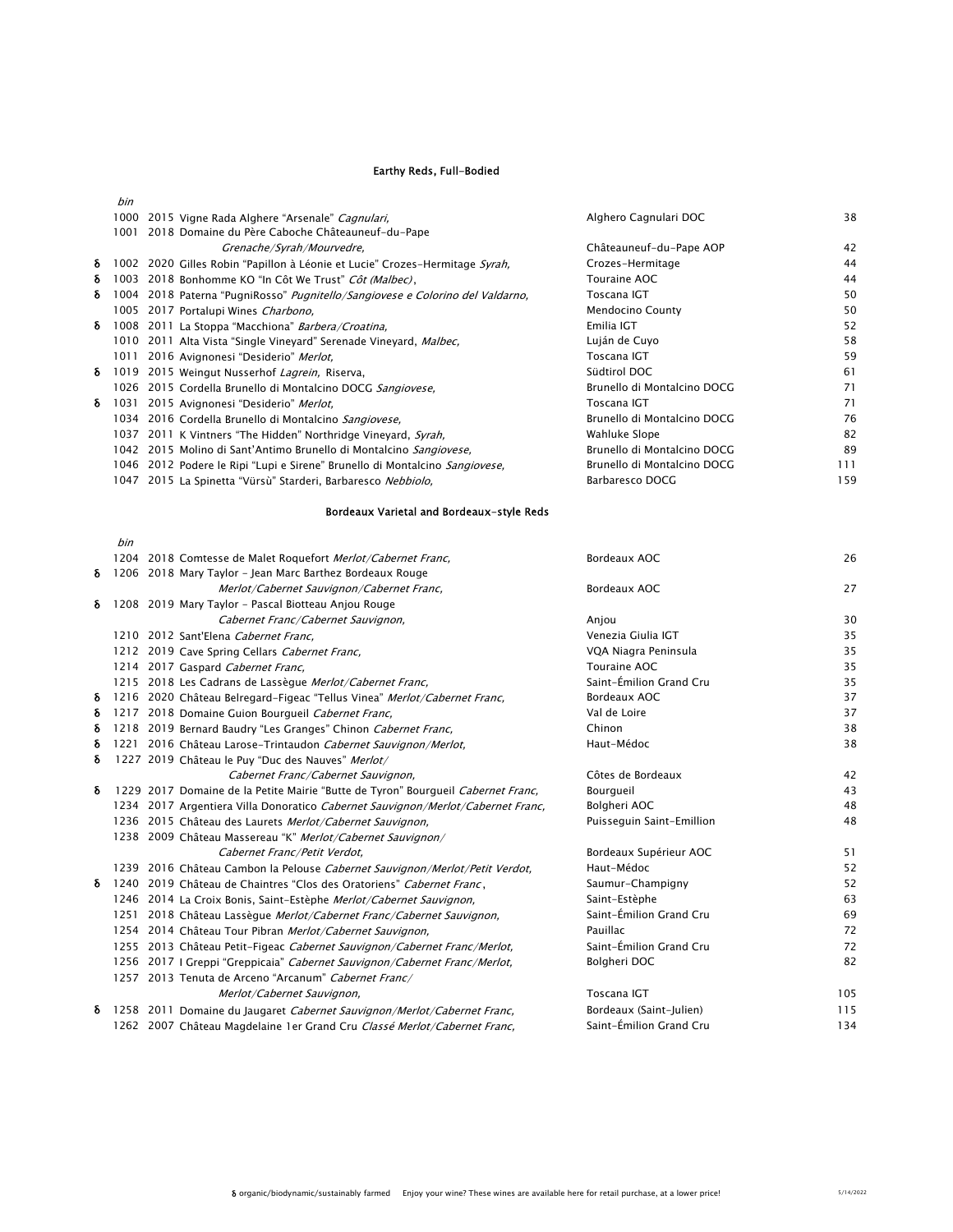## Earthy Reds, Full-Bodied

| | bin | Wine | Region | Price |
|---|---|---|---|---|
| | 1000 | 2015 Vigne Rada Alghere "Arsenale" *Cagnulari,* | Alghero Cagnulari DOC | 38 |
| | 1001 | 2018 Domaine du Père Caboche Châteauneuf-du-Pape *Grenache/Syrah/Mourvedre,* | Châteauneuf-du-Pape AOP | 42 |
| δ | 1002 | 2020 Gilles Robin "Papillon à Léonie et Lucie" Crozes-Hermitage *Syrah,* | Crozes-Hermitage | 44 |
| δ | 1003 | 2018 Bonhomme KO "In Côt We Trust" *Côt (Malbec)*, | Touraine AOC | 44 |
| δ | 1004 | 2018 Paterna "PugniRosso" *Pugnitello/Sangiovese e Colorino del Valdarno,* | Toscana IGT | 50 |
| | 1005 | 2017 Portalupi Wines *Charbono,* | Mendocino County | 50 |
| δ | 1008 | 2011 La Stoppa "Macchiona" *Barbera/Croatina,* | Emilia IGT | 52 |
| | 1010 | 2011 Alta Vista "Single Vineyard" Serenade Vineyard, *Malbec,* | Luján de Cuyo | 58 |
| | 1011 | 2016 Avignonesi "Desiderio" *Merlot,* | Toscana IGT | 59 |
| δ | 1019 | 2015 Weingut Nusserhof *Lagrein,* Riserva, | Südtirol DOC | 61 |
| | 1026 | 2015 Cordella Brunello di Montalcino DOCG *Sangiovese,* | Brunello di Montalcino DOCG | 71 |
| δ | 1031 | 2015 Avignonesi "Desiderio" *Merlot,* | Toscana IGT | 71 |
| | 1034 | 2016 Cordella Brunello di Montalcino *Sangiovese,* | Brunello di Montalcino DOCG | 76 |
| | 1037 | 2011 K Vintners "The Hidden" Northridge Vineyard, *Syrah,* | Wahluke Slope | 82 |
| | 1042 | 2015 Molino di Sant'Antimo Brunello di Montalcino *Sangiovese,* | Brunello di Montalcino DOCG | 89 |
| | 1046 | 2012 Podere le Ripi "Lupi e Sirene" Brunello di Montalcino *Sangiovese,* | Brunello di Montalcino DOCG | 111 |
| | 1047 | 2015 La Spinetta "Vürsù" Starderi, Barbaresco *Nebbiolo,* | Barbaresco DOCG | 159 |

## Bordeaux Varietal and Bordeaux-style Reds

| | bin | Wine | Region | Price |
|---|---|---|---|---|
| | 1204 | 2018 Comtesse de Malet Roquefort *Merlot/Cabernet Franc,* | Bordeaux AOC | 26 |
| δ | 1206 | 2018 Mary Taylor - Jean Marc Barthez Bordeaux Rouge *Merlot/Cabernet Sauvignon/Cabernet Franc,* | Bordeaux AOC | 27 |
| δ | 1208 | 2019 Mary Taylor - Pascal Biotteau Anjou Rouge *Cabernet Franc/Cabernet Sauvignon,* | Anjou | 30 |
| | 1210 | 2012 Sant'Elena *Cabernet Franc,* | Venezia Giulia IGT | 35 |
| | 1212 | 2019 Cave Spring Cellars *Cabernet Franc,* | VQA Niagra Peninsula | 35 |
| | 1214 | 2017 Gaspard *Cabernet Franc,* | Touraine AOC | 35 |
| | 1215 | 2018 Les Cadrans de Lassègue *Merlot/Cabernet Franc,* | Saint-Émilion Grand Cru | 35 |
| δ | 1216 | 2020 Château Belregard-Figeac "Tellus Vinea" *Merlot/Cabernet Franc,* | Bordeaux AOC | 37 |
| δ | 1217 | 2018 Domaine Guion Bourgueil *Cabernet Franc,* | Val de Loire | 37 |
| δ | 1218 | 2019 Bernard Baudry "Les Granges" Chinon *Cabernet Franc,* | Chinon | 38 |
| δ | 1221 | 2016 Château Larose-Trintaudon *Cabernet Sauvignon/Merlot,* | Haut-Médoc | 38 |
| δ | 1227 | 2019 Château le Puy "Duc des Nauves" *Merlot/Cabernet Franc/Cabernet Sauvignon,* | Côtes de Bordeaux | 42 |
| δ | 1229 | 2017 Domaine de la Petite Mairie "Butte de Tyron" Bourgueil *Cabernet Franc,* | Bourgueil | 43 |
| | 1234 | 2017 Argentiera Villa Donoratico *Cabernet Sauvignon/Merlot/Cabernet Franc,* | Bolgheri AOC | 48 |
| | 1236 | 2015 Château des Laurets *Merlot/Cabernet Sauvignon,* | Puisseguin Saint-Emillion | 48 |
| | 1238 | 2009 Château Massereau "K" *Merlot/Cabernet Sauvignon/Cabernet Franc/Petit Verdot,* | Bordeaux Supérieur AOC | 51 |
| | 1239 | 2016 Château Cambon la Pelouse *Cabernet Sauvignon/Merlot/Petit Verdot,* | Haut-Médoc | 52 |
| δ | 1240 | 2019 Château de Chaintres "Clos des Oratoriens" *Cabernet Franc*, | Saumur-Champigny | 52 |
| | 1246 | 2014 La Croix Bonis, Saint-Estèphe *Merlot/Cabernet Sauvignon,* | Saint-Estèphe | 63 |
| | 1251 | 2018 Château Lassègue *Merlot/Cabernet Franc/Cabernet Sauvignon,* | Saint-Émilion Grand Cru | 69 |
| | 1254 | 2014 Château Tour Pibran *Merlot/Cabernet Sauvignon,* | Pauillac | 72 |
| | 1255 | 2013 Château Petit-Figeac *Cabernet Sauvignon/Cabernet Franc/Merlot,* | Saint-Émilion Grand Cru | 72 |
| | 1256 | 2017 I Greppi "Greppicaia" *Cabernet Sauvignon/Cabernet Franc/Merlot,* | Bolgheri DOC | 82 |
| | 1257 | 2013 Tenuta de Arceno "Arcanum" *Cabernet Franc/Merlot/Cabernet Sauvignon,* | Toscana IGT | 105 |
| δ | 1258 | 2011 Domaine du Jaugaret *Cabernet Sauvignon/Merlot/Cabernet Franc,* | Bordeaux (Saint-Julien) | 115 |
| | 1262 | 2007 Château Magdelaine 1er Grand Cru *Classé Merlot/Cabernet Franc,* | Saint-Émilion Grand Cru | 134 |

δ organic/biodynamic/sustainably farmed     Enjoy your wine? These wines are available here for retail purchase, at a lower price!     5/14/2022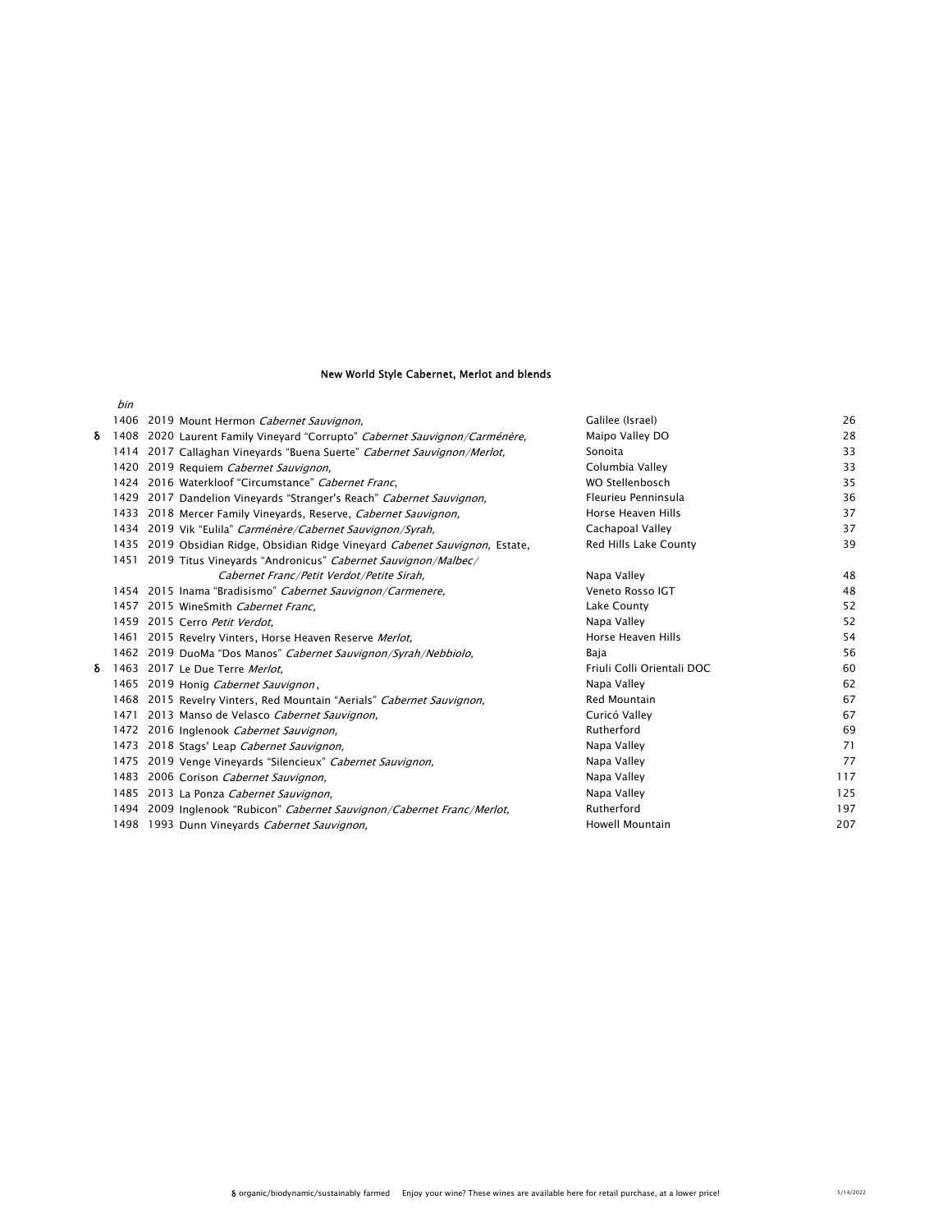## New World Style Cabernet, Merlot and blends

| | bin | | | |
|---|---|---|---|---|
| | 1406 | 2019 Mount Hermon *Cabernet Sauvignon,* | Galilee (Israel) | 26 |
| δ | 1408 | 2020 Laurent Family Vineyard "Corrupto" *Cabernet Sauvignon/Carménère,* | Maipo Valley DO | 28 |
| | 1414 | 2017 Callaghan Vineyards "Buena Suerte" *Cabernet Sauvignon/Merlot,* | Sonoita | 33 |
| | 1420 | 2019 Requiem *Cabernet Sauvignon,* | Columbia Valley | 33 |
| | 1424 | 2016 Waterkloof "Circumstance" *Cabernet Franc,* | WO Stellenbosch | 35 |
| | 1429 | 2017 Dandelion Vineyards "Stranger's Reach" *Cabernet Sauvignon,* | Fleurieu Peninsula | 36 |
| | 1433 | 2018 Mercer Family Vineyards, Reserve, *Cabernet Sauvignon,* | Horse Heaven Hills | 37 |
| | 1434 | 2019 Vik "Eulila" *Carménère/Cabernet Sauvignon/Syrah,* | Cachapoal Valley | 37 |
| | 1435 | 2019 Obsidian Ridge, Obsidian Ridge Vineyard *Cabenet Sauvignon,* Estate, | Red Hills Lake County | 39 |
| | 1451 | 2019 Titus Vineyards "Andronicus" *Cabernet Sauvignon/Malbec/ Cabernet Franc/Petit Verdot/Petite Sirah,* | Napa Valley | 48 |
| | 1454 | 2015 Inama "Bradisismo" *Cabernet Sauvignon/Carmenere,* | Veneto Rosso IGT | 48 |
| | 1457 | 2015 WineSmith *Cabernet Franc,* | Lake County | 52 |
| | 1459 | 2015 Cerro *Petit Verdot,* | Napa Valley | 52 |
| | 1461 | 2015 Revelry Vinters, Horse Heaven Reserve *Merlot,* | Horse Heaven Hills | 54 |
| | 1462 | 2019 DuoMa "Dos Manos" *Cabernet Sauvignon/Syrah/Nebbiolo,* | Baja | 56 |
| δ | 1463 | 2017 Le Due Terre *Merlot,* | Friuli Colli Orientali DOC | 60 |
| | 1465 | 2019 Honig *Cabernet Sauvignon* , | Napa Valley | 62 |
| | 1468 | 2015 Revelry Vinters, Red Mountain "Aerials" *Cabernet Sauvignon,* | Red Mountain | 67 |
| | 1471 | 2013 Manso de Velasco *Cabernet Sauvignon,* | Curicó Valley | 67 |
| | 1472 | 2016 Inglenook *Cabernet Sauvignon,* | Rutherford | 69 |
| | 1473 | 2018 Stags' Leap *Cabernet Sauvignon,* | Napa Valley | 71 |
| | 1475 | 2019 Venge Vineyards "Silencieux" *Cabernet Sauvignon,* | Napa Valley | 77 |
| | 1483 | 2006 Corison *Cabernet Sauvignon,* | Napa Valley | 117 |
| | 1485 | 2013 La Ponza *Cabernet Sauvignon,* | Napa Valley | 125 |
| | 1494 | 2009 Inglenook "Rubicon" *Cabernet Sauvignon/Cabernet Franc/Merlot,* | Rutherford | 197 |
| | 1498 | 1993 Dunn Vineyards *Cabernet Sauvignon,* | Howell Mountain | 207 |

δ organic/biodynamic/sustainably farmed Enjoy your wine? These wines are available here for retail purchase, at a lower price!

5/14/2022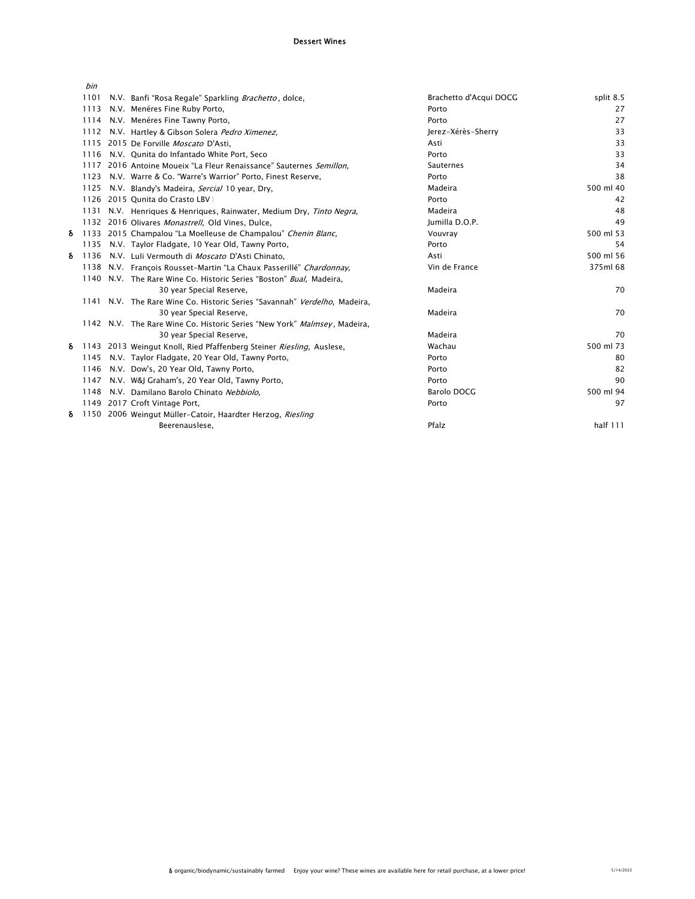# Dessert Wines

| | *bin* | | | | |
|---|---|---|---|---|---|
| | 1101 | N.V. | Banfi "Rosa Regale" Sparkling *Brachetto*, dolce, | Brachetto d'Acqui DOCG | split 8.5 |
| | 1113 | N.V. | Menéres Fine Ruby Porto, | Porto | 27 |
| | 1114 | N.V. | Menéres Fine Tawny Porto, | Porto | 27 |
| | 1112 | N.V. | Hartley & Gibson Solera *Pedro Ximenez,* | Jerez-Xérès-Sherry | 33 |
| | 1115 | 2015 | De Forville *Moscato* D'Asti, | Asti | 33 |
| | 1116 | N.V. | Qunita do Infantado White Port, Seco | Porto | 33 |
| | 1117 | 2016 | Antoine Moueix "La Fleur Renaissance" Sauternes *Semillon,* | Sauternes | 34 |
| | 1123 | N.V. | Warre & Co. "Warre's Warrior" Porto, Finest Reserve, | Porto | 38 |
| | 1125 | N.V. | Blandy's Madeira, *Sercial* 10 year, Dry, | Madeira | 500 ml 40 |
| | 1126 | 2015 | Qunita do Crasto LBV | | Porto | 42 |
| | 1131 | N.V. | Henriques & Henriques, Rainwater, Medium Dry, *Tinto Negra,* | Madeira | 48 |
| | 1132 | 2016 | Olivares *Monastrell,* Old Vines, Dulce, | Jumilla D.O.P. | 49 |
| δ | 1133 | 2015 | Champalou "La Moelleuse de Champalou" *Chenin Blanc,* | Vouvray | 500 ml 53 |
| | 1135 | N.V. | Taylor Fladgate, 10 Year Old, Tawny Porto, | Porto | 54 |
| δ | 1136 | N.V. | Luli Vermouth di *Moscato* D'Asti Chinato, | Asti | 500 ml 56 |
| | 1138 | N.V. | François Rousset-Martin "La Chaux Passerillé" *Chardonnay,* | Vin de France | 375ml 68 |
| | 1140 | N.V. | The Rare Wine Co. Historic Series "Boston" *Bual,* Madeira, 30 year Special Reserve, | Madeira | 70 |
| | 1141 | N.V. | The Rare Wine Co. Historic Series "Savannah" *Verdelho,* Madeira, 30 year Special Reserve, | Madeira | 70 |
| | 1142 | N.V. | The Rare Wine Co. Historic Series "New York" *Malmsey*, Madeira, 30 year Special Reserve, | Madeira | 70 |
| δ | 1143 | 2013 | Weingut Knoll, Ried Pfaffenberg Steiner *Riesling,* Auslese, | Wachau | 500 ml 73 |
| | 1145 | N.V. | Taylor Fladgate, 20 Year Old, Tawny Porto, | Porto | 80 |
| | 1146 | N.V. | Dow's, 20 Year Old, Tawny Porto, | Porto | 82 |
| | 1147 | N.V. | W&J Graham's, 20 Year Old, Tawny Porto, | Porto | 90 |
| | 1148 | N.V. | Damilano Barolo Chinato *Nebbiolo,* | Barolo DOCG | 500 ml 94 |
| | 1149 | 2017 | Croft Vintage Port, | Porto | 97 |
| δ | 1150 | 2006 | Weingut Müller-Catoir, Haardter Herzog, *Riesling* Beerenauslese, | Pfalz | half 111 |

δ organic/biodynamic/sustainably farmed Enjoy your wine? These wines are available here for retail purchase, at a lower price!

5/14/2022